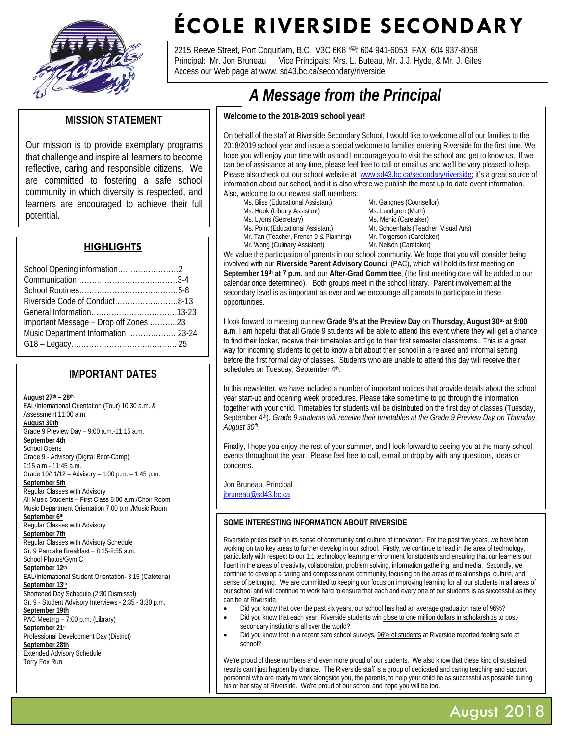# ÉCOLE RIVERSIDE SECONDARY

2215 Reeve Street, Port Coquitlam, B.C. V3C 6K8 ☏ 604 941-6053 FAX 604 937-8058
Principal: Mr. Jon Bruneau Vice Principals: Mrs. L. Buteau, Mr. J.J. Hyde, & Mr. J. Giles
Access our Web page at www. sd43.bc.ca/secondary/riverside

## MISSION STATEMENT

Our mission is to provide exemplary programs that challenge and inspire all learners to become reflective, caring and responsible citizens. We are committed to fostering a safe school community in which diversity is respected, and learners are encouraged to achieve their full potential.

## HIGHLIGHTS

School Opening information……………………2
Communication………………………………….3-4
School Routines………………………………….5-8
Riverside Code of Conduct…………………….8-13
General Information…………………………….13-23
Important Message – Drop off Zones ………..23
Music Department Information ………………. 23-24
G18 – Legacy……………………………………. 25

## IMPORTANT DATES

**August 27th – 28th**
EAL/International Orientation (Tour) 10:30 a.m. & Assessment 11:00 a.m.

**August 30th**
Grade 9 Preview Day – 9:00 a.m.-11:15 a.m.

**September 4th**
School Opens
Grade 9 - Advisory (Digital Boot-Camp) 9:15 a.m.- 11:45 a.m.
Grade 10/11/12 – Advisory – 1:00 p.m. – 1:45 p.m.

**September 5th**
Regular Classes with Advisory
All Music Students – First Class 8:00 a.m./Choir Room
Music Department Orientation 7:00 p.m./Music Room

**September 6th**
Regular Classes with Advisory

**September 7th**
Regular Classes with Advisory Schedule
Gr. 9 Pancake Breakfast – 8:15-8:55 a.m.
School Photos/Gym C

**September 12th**
EAL/International Student Orientation- 3:15 (Cafeteria)

**September 13th**
Shortened Day Schedule (2:30 Dismissal)
Gr. 9 - Student Advisory Interviews - 2:35 - 3:30 p.m.

**September 19th**
PAC Meeting – 7:00 p.m. (Library)

**September 21st**
Professional Development Day (District)

**September 28th**
Extended Advisory Schedule
Terry Fox Run

## *A Message from the Principal*

**Welcome to the 2018-2019 school year!**

On behalf of the staff at Riverside Secondary School, I would like to welcome all of our families to the 2018/2019 school year and issue a special welcome to families entering Riverside for the first time. We hope you will enjoy your time with us and I encourage you to visit the school and get to know us. If we can be of assistance at any time, please feel free to call or email us and we'll be very pleased to help. Please also check out our school website at [www.sd43.bc.ca/secondary/riverside](www.sd43.bc.ca/secondary/riverside); it's a great source of information about our school, and it is also where we publish the most up-to-date event information. Also, welcome to our newest staff members:

- Ms. Bliss (Educational Assistant)
- Ms. Hook (Library Assistant)
- Ms. Lyons (Secretary)
- Ms. Point (Educational Assistant)
- Mr. Tan (Teacher, French 9 & Planning)
- Mr. Wong (Culinary Assistant)
- Mr. Gangnes (Counsellor)
- Ms. Lundgren (Math)
- Ms. Menic (Caretaker)
- Mr. Schoenhals (Teacher, Visual Arts)
- Mr. Torgerson (Caretaker)
- Mr. Nelson (Caretaker)

We value the participation of parents in our school community. We hope that you will consider being involved with our **Riverside Parent Advisory Council** (PAC), which will hold its first meeting on **September 19th at 7 p.m.** and our **After-Grad Committee**, (the first meeting date will be added to our calendar once determined). Both groups meet in the school library. Parent involvement at the secondary level is as important as ever and we encourage all parents to participate in these opportunities.

I look forward to meeting our new **Grade 9's at the Preview Day** on **Thursday, August 30th at 9:00 a.m**. I am hopeful that all Grade 9 students will be able to attend this event where they will get a chance to find their locker, receive their timetables and go to their first semester classrooms. This is a great way for incoming students to get to know a bit about their school in a relaxed and informal setting before the first formal day of classes. Students who are unable to attend this day will receive their schedules on Tuesday, September 4th.

In this newsletter, we have included a number of important notices that provide details about the school year start-up and opening week procedures. Please take some time to go through the information together with your child. Timetables for students will be distributed on the first day of classes (Tuesday, September 4th). *Grade 9 students will receive their timetables at the Grade 9 Preview Day on Thursday, August 30th.*

Finally, I hope you enjoy the rest of your summer, and I look forward to seeing you at the many school events throughout the year. Please feel free to call, e-mail or drop by with any questions, ideas or concerns.

Jon Bruneau, Principal
[jbruneau@sd43.bc.ca](mailto:jbruneau@sd43.bc.ca)

### SOME INTERESTING INFORMATION ABOUT RIVERSIDE

Riverside prides itself on its sense of community and culture of innovation. For the past five years, we have been working on two key areas to further develop in our school. Firstly, we continue to lead in the area of technology, particularly with respect to our 1:1 technology learning environment for students and ensuring that our learners our fluent in the areas of creativity, collaboration, problem solving, information gathering, and media. Secondly, we continue to develop a caring and compassionate community, focusing on the areas of relationships, culture, and sense of belonging. We are committed to keeping our focus on improving learning for all our students in all areas of our school and will continue to work hard to ensure that each and every one of our students is as successful as they can be at Riverside.

- Did you know that over the past six years, our school has had an average graduation rate of 96%?
- Did you know that each year, Riverside students win close to one million dollars in scholarships to post-secondary institutions all over the world?
- Did you know that in a recent safe school surveys, 96% of students at Riverside reported feeling safe at school?

We're proud of these numbers and even more proud of our students. We also know that these kind of sustained results can't just happen by chance. The Riverside staff is a group of dedicated and caring teaching and support personnel who are ready to work alongside you, the parents, to help your child be as successful as possible during his or her stay at Riverside. We're proud of our school and hope you will be too.

August 2018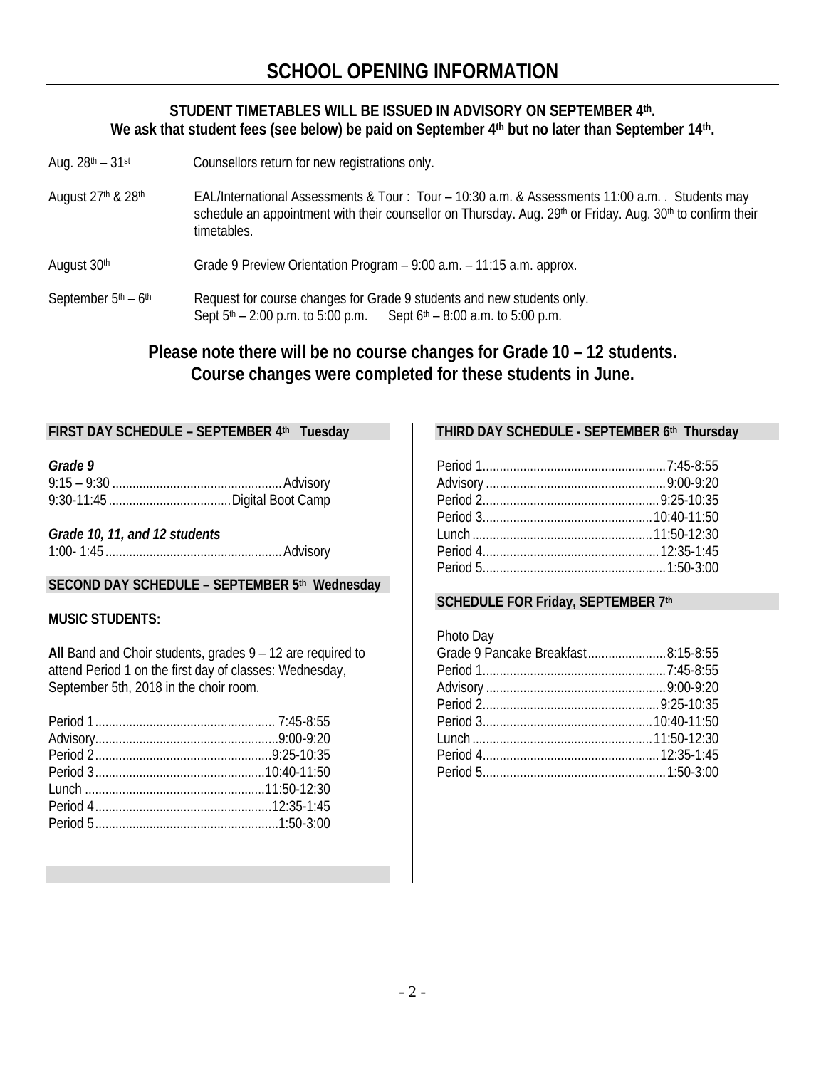# SCHOOL OPENING INFORMATION

**STUDENT TIMETABLES WILL BE ISSUED IN ADVISORY ON SEPTEMBER 4th.**
**We ask that student fees (see below) be paid on September 4th but no later than September 14th.**

| | |
|---|---|
| Aug. 28th – 31st | Counsellors return for new registrations only. |
| August 27th & 28th | EAL/International Assessments & Tour : Tour – 10:30 a.m. & Assessments 11:00 a.m. . Students may schedule an appointment with their counsellor on Thursday. Aug. 29th or Friday. Aug. 30th to confirm their timetables. |
| August 30th | Grade 9 Preview Orientation Program – 9:00 a.m. – 11:15 a.m. approx. |
| September 5th – 6th | Request for course changes for Grade 9 students and new students only. Sept 5th – 2:00 p.m. to 5:00 p.m. Sept 6th – 8:00 a.m. to 5:00 p.m. |

## Please note there will be no course changes for Grade 10 – 12 students. Course changes were completed for these students in June.

### FIRST DAY SCHEDULE – SEPTEMBER 4th Tuesday

***Grade 9***

9:15 – 9:30 .................................................. Advisory
9:30-11:45 .................................... Digital Boot Camp

***Grade 10, 11, and 12 students***

1:00- 1:45 .................................................... Advisory

### SECOND DAY SCHEDULE – SEPTEMBER 5th Wednesday

**MUSIC STUDENTS:**

**All** Band and Choir students, grades 9 – 12 are required to attend Period 1 on the first day of classes: Wednesday, September 5th, 2018 in the choir room.

Period 1 ..................................................... 7:45-8:55
Advisory ..................................................... 9:00-9:20
Period 2 .................................................... 9:25-10:35
Period 3 .................................................. 10:40-11:50
Lunch ...................................................... 11:50-12:30
Period 4 .................................................... 12:35-1:45
Period 5 ...................................................... 1:50-3:00

### THIRD DAY SCHEDULE - SEPTEMBER 6th Thursday

Period 1 ..................................................... 7:45-8:55
Advisory ..................................................... 9:00-9:20
Period 2 .................................................... 9:25-10:35
Period 3 .................................................. 10:40-11:50
Lunch ...................................................... 11:50-12:30
Period 4 .................................................... 12:35-1:45
Period 5 ...................................................... 1:50-3:00

### SCHEDULE FOR Friday, SEPTEMBER 7th

Photo Day

Grade 9 Pancake Breakfast ....................... 8:15-8:55
Period 1 ..................................................... 7:45-8:55
Advisory ..................................................... 9:00-9:20
Period 2 .................................................... 9:25-10:35
Period 3 .................................................. 10:40-11:50
Lunch ...................................................... 11:50-12:30
Period 4 .................................................... 12:35-1:45
Period 5 ...................................................... 1:50-3:00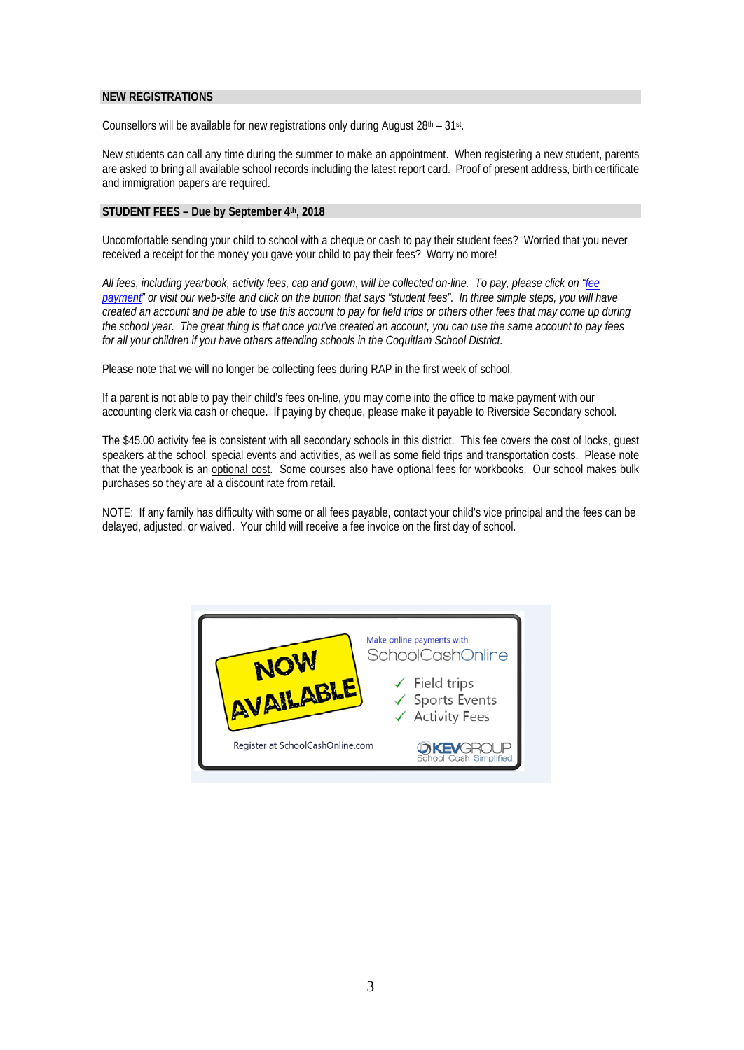## NEW REGISTRATIONS

Counsellors will be available for new registrations only during August 28th – 31st.

New students can call any time during the summer to make an appointment. When registering a new student, parents are asked to bring all available school records including the latest report card. Proof of present address, birth certificate and immigration papers are required.

## STUDENT FEES – Due by September 4th, 2018

Uncomfortable sending your child to school with a cheque or cash to pay their student fees? Worried that you never received a receipt for the money you gave your child to pay their fees? Worry no more!

*All fees, including yearbook, activity fees, cap and gown, will be collected on-line. To pay, please click on "fee payment" or visit our web-site and click on the button that says "student fees". In three simple steps, you will have created an account and be able to use this account to pay for field trips or others other fees that may come up during the school year. The great thing is that once you've created an account, you can use the same account to pay fees for all your children if you have others attending schools in the Coquitlam School District.*

Please note that we will no longer be collecting fees during RAP in the first week of school.

If a parent is not able to pay their child's fees on-line, you may come into the office to make payment with our accounting clerk via cash or cheque. If paying by cheque, please make it payable to Riverside Secondary school.

The $45.00 activity fee is consistent with all secondary schools in this district. This fee covers the cost of locks, guest speakers at the school, special events and activities, as well as some field trips and transportation costs. Please note that the yearbook is an optional cost. Some courses also have optional fees for workbooks. Our school makes bulk purchases so they are at a discount rate from retail.

NOTE: If any family has difficulty with some or all fees payable, contact your child's vice principal and the fees can be delayed, adjusted, or waived. Your child will receive a fee invoice on the first day of school.

NOW AVAILABLE

Make online payments with SchoolCashOnline

- ✓ Field trips
- ✓ Sports Events
- ✓ Activity Fees

Register at SchoolCashOnline.com

KEVGROUP School Cash Simplified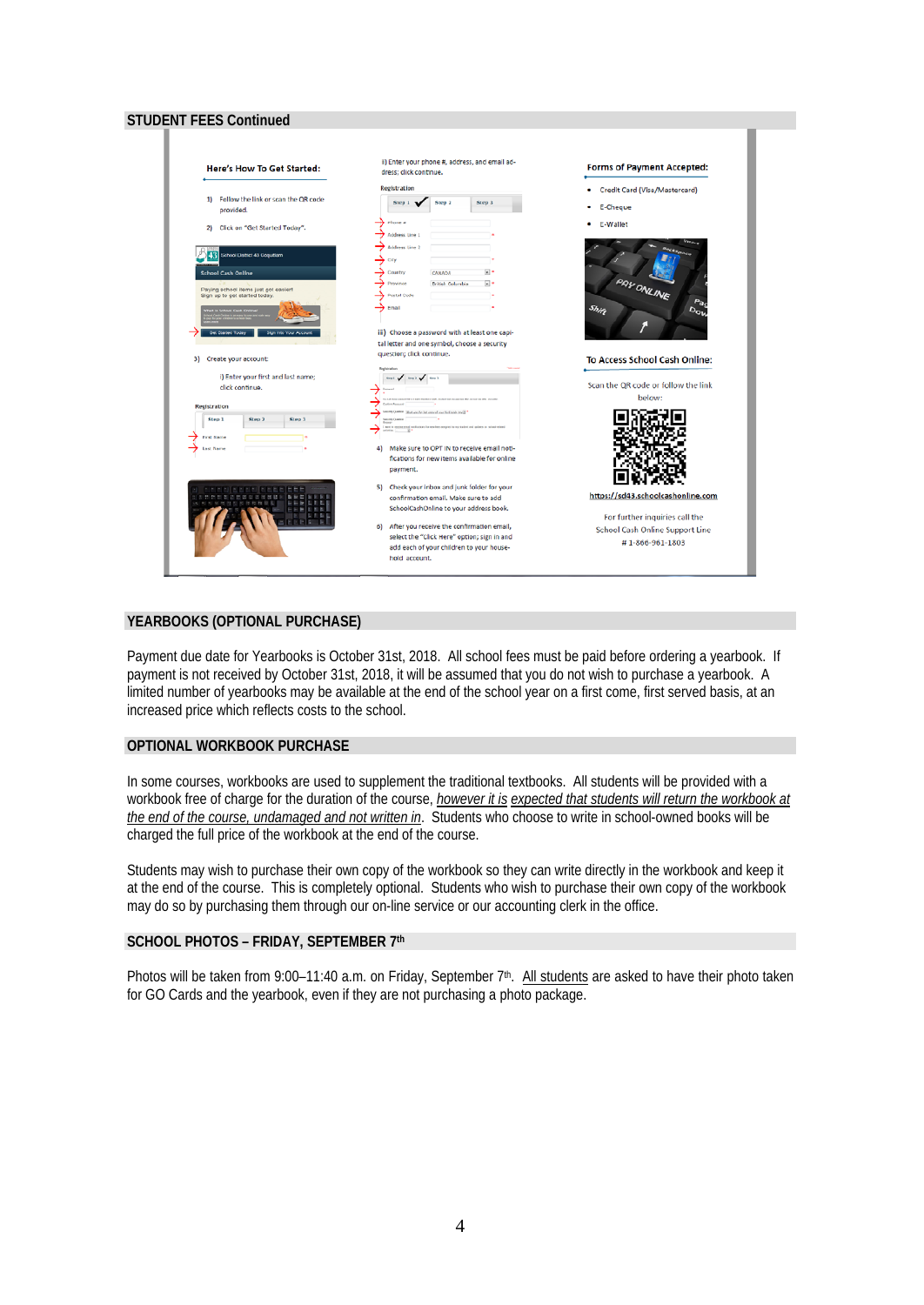## STUDENT FEES Continued

**Here's How To Get Started:**

1) Follow the link or scan the QR code provided.

2) Click on "Get Started Today".

3) Create your account:

i) Enter your first and last name; click continue.

ii) Enter your phone #, address, and email address; click continue.

iii) Choose a password with at least one capital letter and one symbol, choose a security question; click continue.

4) Make sure to OPT IN to receive email notifications for new items available for online payment.

5) Check your inbox and junk folder for your confirmation email. Make sure to add SchoolCashOnline to your address book.

6) After you receive the confirmation email, select the "Click Here" option; sign in and add each of your children to your household account.

**Forms of Payment Accepted:**

- Credit Card (Visa/Mastercard)
- E-Cheque
- E-Wallet

**To Access School Cash Online:**

Scan the QR code or follow the link below:

https://sd43.schoolcashonline.com

For further inquiries call the School Cash Online Support Line # 1-866-961-1803

## YEARBOOKS (OPTIONAL PURCHASE)

Payment due date for Yearbooks is October 31st, 2018. All school fees must be paid before ordering a yearbook. If payment is not received by October 31st, 2018, it will be assumed that you do not wish to purchase a yearbook. A limited number of yearbooks may be available at the end of the school year on a first come, first served basis, at an increased price which reflects costs to the school.

## OPTIONAL WORKBOOK PURCHASE

In some courses, workbooks are used to supplement the traditional textbooks. All students will be provided with a workbook free of charge for the duration of the course, *however it is expected that students will return the workbook at the end of the course, undamaged and not written in*. Students who choose to write in school-owned books will be charged the full price of the workbook at the end of the course.

Students may wish to purchase their own copy of the workbook so they can write directly in the workbook and keep it at the end of the course. This is completely optional. Students who wish to purchase their own copy of the workbook may do so by purchasing them through our on-line service or our accounting clerk in the office.

## SCHOOL PHOTOS – FRIDAY, SEPTEMBER 7th

Photos will be taken from 9:00–11:40 a.m. on Friday, September 7th. All students are asked to have their photo taken for GO Cards and the yearbook, even if they are not purchasing a photo package.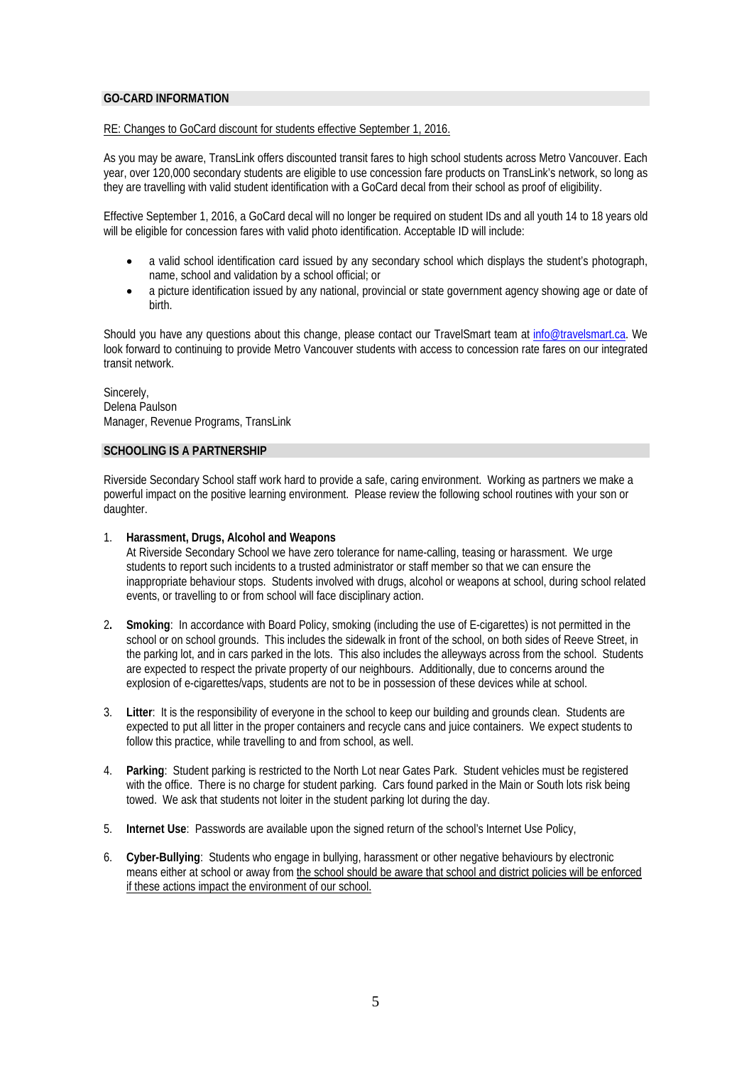## GO-CARD INFORMATION

RE: Changes to GoCard discount for students effective September 1, 2016.

As you may be aware, TransLink offers discounted transit fares to high school students across Metro Vancouver. Each year, over 120,000 secondary students are eligible to use concession fare products on TransLink's network, so long as they are travelling with valid student identification with a GoCard decal from their school as proof of eligibility.

Effective September 1, 2016, a GoCard decal will no longer be required on student IDs and all youth 14 to 18 years old will be eligible for concession fares with valid photo identification. Acceptable ID will include:

- a valid school identification card issued by any secondary school which displays the student's photograph, name, school and validation by a school official; or
- a picture identification issued by any national, provincial or state government agency showing age or date of birth.

Should you have any questions about this change, please contact our TravelSmart team at info@travelsmart.ca. We look forward to continuing to provide Metro Vancouver students with access to concession rate fares on our integrated transit network.

Sincerely,
Delena Paulson
Manager, Revenue Programs, TransLink

## SCHOOLING IS A PARTNERSHIP

Riverside Secondary School staff work hard to provide a safe, caring environment. Working as partners we make a powerful impact on the positive learning environment. Please review the following school routines with your son or daughter.

1. **Harassment, Drugs, Alcohol and Weapons**
   At Riverside Secondary School we have zero tolerance for name-calling, teasing or harassment. We urge students to report such incidents to a trusted administrator or staff member so that we can ensure the inappropriate behaviour stops. Students involved with drugs, alcohol or weapons at school, during school related events, or travelling to or from school will face disciplinary action.

2. **Smoking**: In accordance with Board Policy, smoking (including the use of E-cigarettes) is not permitted in the school or on school grounds. This includes the sidewalk in front of the school, on both sides of Reeve Street, in the parking lot, and in cars parked in the lots. This also includes the alleyways across from the school. Students are expected to respect the private property of our neighbours. Additionally, due to concerns around the explosion of e-cigarettes/vaps, students are not to be in possession of these devices while at school.

3. **Litter**: It is the responsibility of everyone in the school to keep our building and grounds clean. Students are expected to put all litter in the proper containers and recycle cans and juice containers. We expect students to follow this practice, while travelling to and from school, as well.

4. **Parking**: Student parking is restricted to the North Lot near Gates Park. Student vehicles must be registered with the office. There is no charge for student parking. Cars found parked in the Main or South lots risk being towed. We ask that students not loiter in the student parking lot during the day.

5. **Internet Use**: Passwords are available upon the signed return of the school's Internet Use Policy,

6. **Cyber-Bullying**: Students who engage in bullying, harassment or other negative behaviours by electronic means either at school or away from <u>the school should be aware that school and district policies will be enforced if these actions impact the environment of our school.</u>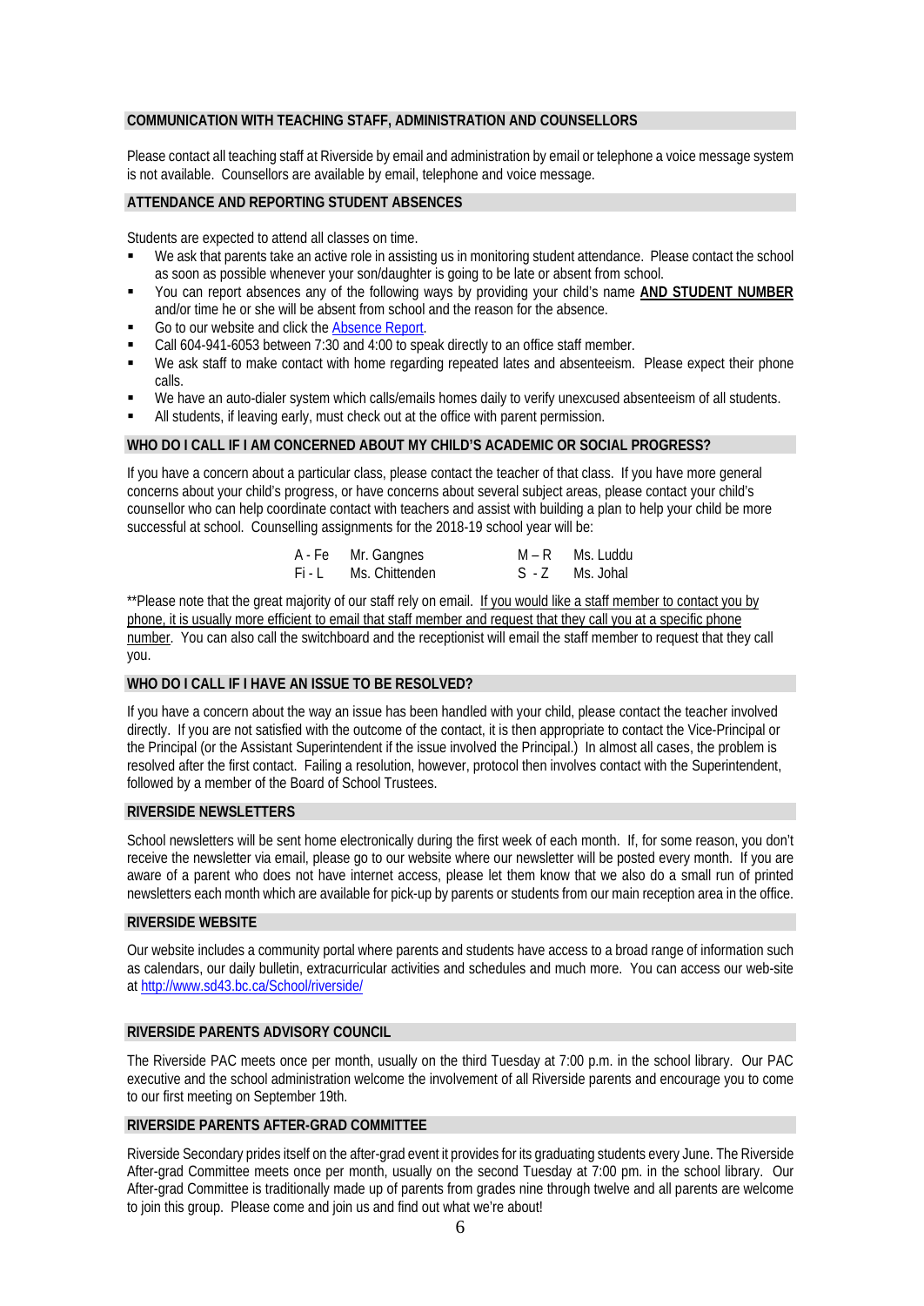## COMMUNICATION WITH TEACHING STAFF, ADMINISTRATION AND COUNSELLORS

Please contact all teaching staff at Riverside by email and administration by email or telephone a voice message system is not available. Counsellors are available by email, telephone and voice message.

## ATTENDANCE AND REPORTING STUDENT ABSENCES

Students are expected to attend all classes on time.

- We ask that parents take an active role in assisting us in monitoring student attendance. Please contact the school as soon as possible whenever your son/daughter is going to be late or absent from school.
- You can report absences any of the following ways by providing your child's name **AND STUDENT NUMBER** and/or time he or she will be absent from school and the reason for the absence.
- Go to our website and click the Absence Report.
- Call 604-941-6053 between 7:30 and 4:00 to speak directly to an office staff member.
- We ask staff to make contact with home regarding repeated lates and absenteeism. Please expect their phone calls.
- We have an auto-dialer system which calls/emails homes daily to verify unexcused absenteeism of all students.
- All students, if leaving early, must check out at the office with parent permission.

## WHO DO I CALL IF I AM CONCERNED ABOUT MY CHILD'S ACADEMIC OR SOCIAL PROGRESS?

If you have a concern about a particular class, please contact the teacher of that class. If you have more general concerns about your child's progress, or have concerns about several subject areas, please contact your child's counsellor who can help coordinate contact with teachers and assist with building a plan to help your child be more successful at school. Counselling assignments for the 2018-19 school year will be:

| | | | |
|---|---|---|---|
| A - Fe | Mr. Gangnes | M – R | Ms. Luddu |
| Fi - L | Ms. Chittenden | S - Z | Ms. Johal |

**Please note that the great majority of our staff rely on email. If you would like a staff member to contact you by phone, it is usually more efficient to email that staff member and request that they call you at a specific phone number. You can also call the switchboard and the receptionist will email the staff member to request that they call you.

## WHO DO I CALL IF I HAVE AN ISSUE TO BE RESOLVED?

If you have a concern about the way an issue has been handled with your child, please contact the teacher involved directly. If you are not satisfied with the outcome of the contact, it is then appropriate to contact the Vice-Principal or the Principal (or the Assistant Superintendent if the issue involved the Principal.) In almost all cases, the problem is resolved after the first contact. Failing a resolution, however, protocol then involves contact with the Superintendent, followed by a member of the Board of School Trustees.

## RIVERSIDE NEWSLETTERS

School newsletters will be sent home electronically during the first week of each month. If, for some reason, you don't receive the newsletter via email, please go to our website where our newsletter will be posted every month. If you are aware of a parent who does not have internet access, please let them know that we also do a small run of printed newsletters each month which are available for pick-up by parents or students from our main reception area in the office.

## RIVERSIDE WEBSITE

Our website includes a community portal where parents and students have access to a broad range of information such as calendars, our daily bulletin, extracurricular activities and schedules and much more. You can access our web-site at http://www.sd43.bc.ca/School/riverside/

## RIVERSIDE PARENTS ADVISORY COUNCIL

The Riverside PAC meets once per month, usually on the third Tuesday at 7:00 p.m. in the school library. Our PAC executive and the school administration welcome the involvement of all Riverside parents and encourage you to come to our first meeting on September 19th.

## RIVERSIDE PARENTS AFTER-GRAD COMMITTEE

Riverside Secondary prides itself on the after-grad event it provides for its graduating students every June. The Riverside After-grad Committee meets once per month, usually on the second Tuesday at 7:00 pm. in the school library. Our After-grad Committee is traditionally made up of parents from grades nine through twelve and all parents are welcome to join this group. Please come and join us and find out what we're about!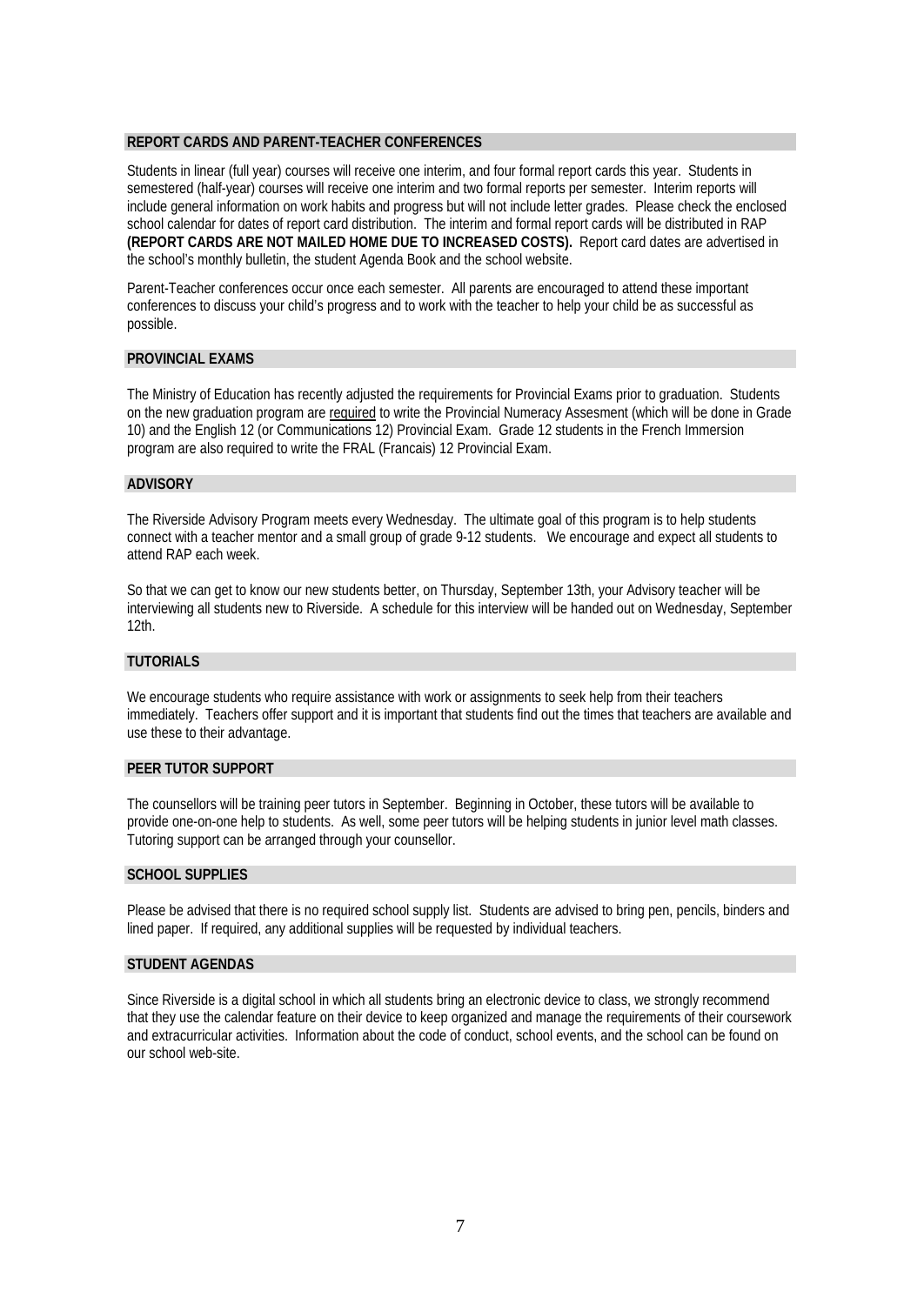## REPORT CARDS AND PARENT-TEACHER CONFERENCES

Students in linear (full year) courses will receive one interim, and four formal report cards this year. Students in semestered (half-year) courses will receive one interim and two formal reports per semester. Interim reports will include general information on work habits and progress but will not include letter grades. Please check the enclosed school calendar for dates of report card distribution. The interim and formal report cards will be distributed in RAP **(REPORT CARDS ARE NOT MAILED HOME DUE TO INCREASED COSTS).** Report card dates are advertised in the school's monthly bulletin, the student Agenda Book and the school website.

Parent-Teacher conferences occur once each semester. All parents are encouraged to attend these important conferences to discuss your child's progress and to work with the teacher to help your child be as successful as possible.

## PROVINCIAL EXAMS

The Ministry of Education has recently adjusted the requirements for Provincial Exams prior to graduation. Students on the new graduation program are <u>required</u> to write the Provincial Numeracy Assesment (which will be done in Grade 10) and the English 12 (or Communications 12) Provincial Exam. Grade 12 students in the French Immersion program are also required to write the FRAL (Francais) 12 Provincial Exam.

## ADVISORY

The Riverside Advisory Program meets every Wednesday. The ultimate goal of this program is to help students connect with a teacher mentor and a small group of grade 9-12 students. We encourage and expect all students to attend RAP each week.

So that we can get to know our new students better, on Thursday, September 13th, your Advisory teacher will be interviewing all students new to Riverside. A schedule for this interview will be handed out on Wednesday, September 12th.

## TUTORIALS

We encourage students who require assistance with work or assignments to seek help from their teachers immediately. Teachers offer support and it is important that students find out the times that teachers are available and use these to their advantage.

## PEER TUTOR SUPPORT

The counsellors will be training peer tutors in September. Beginning in October, these tutors will be available to provide one-on-one help to students. As well, some peer tutors will be helping students in junior level math classes. Tutoring support can be arranged through your counsellor.

## SCHOOL SUPPLIES

Please be advised that there is no required school supply list. Students are advised to bring pen, pencils, binders and lined paper. If required, any additional supplies will be requested by individual teachers.

## STUDENT AGENDAS

Since Riverside is a digital school in which all students bring an electronic device to class, we strongly recommend that they use the calendar feature on their device to keep organized and manage the requirements of their coursework and extracurricular activities. Information about the code of conduct, school events, and the school can be found on our school web-site.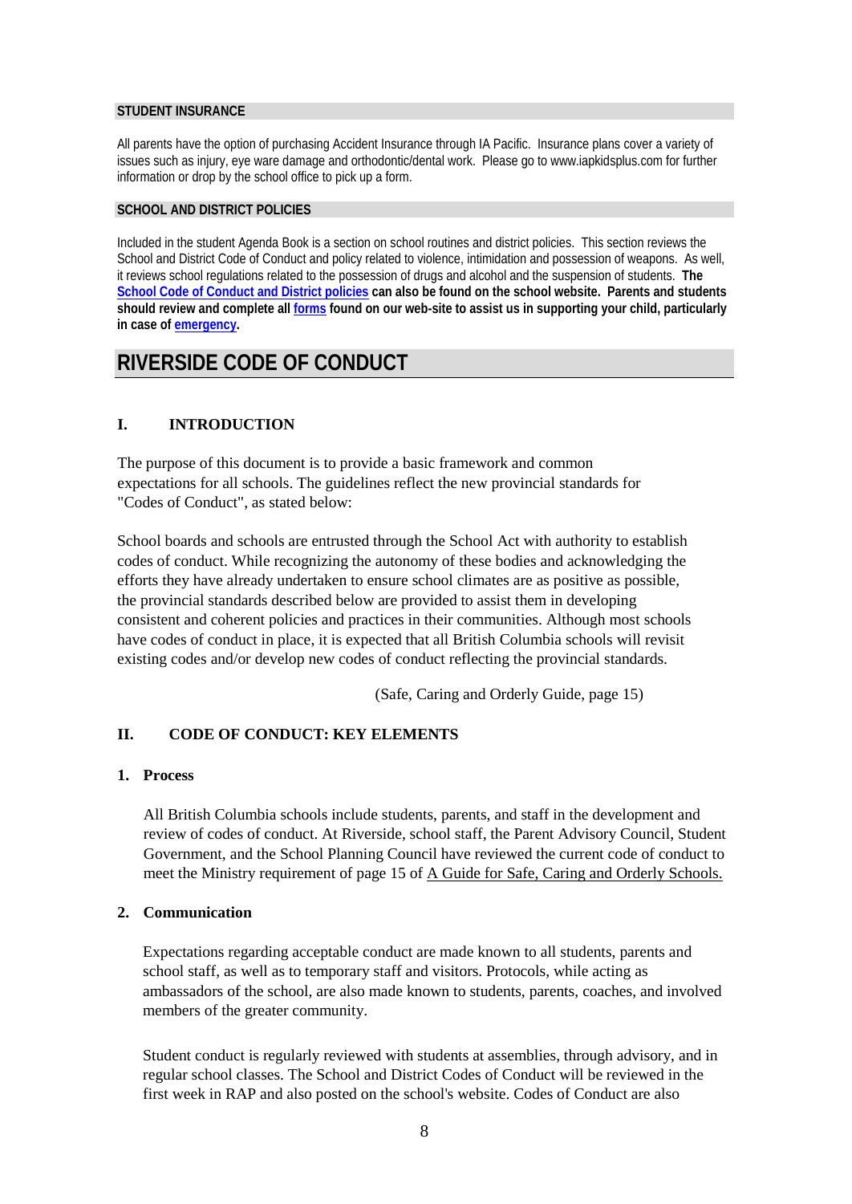#### STUDENT INSURANCE

All parents have the option of purchasing Accident Insurance through IA Pacific. Insurance plans cover a variety of issues such as injury, eye ware damage and orthodontic/dental work. Please go to www.iapkidsplus.com for further information or drop by the school office to pick up a form.

#### SCHOOL AND DISTRICT POLICIES

Included in the student Agenda Book is a section on school routines and district policies. This section reviews the School and District Code of Conduct and policy related to violence, intimidation and possession of weapons. As well, it reviews school regulations related to the possession of drugs and alcohol and the suspension of students. **The School Code of Conduct and District policies can also be found on the school website. Parents and students should review and complete all forms found on our web-site to assist us in supporting your child, particularly in case of emergency.**

# RIVERSIDE CODE OF CONDUCT

## I. INTRODUCTION

The purpose of this document is to provide a basic framework and common expectations for all schools. The guidelines reflect the new provincial standards for "Codes of Conduct", as stated below:

School boards and schools are entrusted through the School Act with authority to establish codes of conduct. While recognizing the autonomy of these bodies and acknowledging the efforts they have already undertaken to ensure school climates are as positive as possible, the provincial standards described below are provided to assist them in developing consistent and coherent policies and practices in their communities. Although most schools have codes of conduct in place, it is expected that all British Columbia schools will revisit existing codes and/or develop new codes of conduct reflecting the provincial standards.

(Safe, Caring and Orderly Guide, page 15)

## II. CODE OF CONDUCT: KEY ELEMENTS

### 1. Process

All British Columbia schools include students, parents, and staff in the development and review of codes of conduct. At Riverside, school staff, the Parent Advisory Council, Student Government, and the School Planning Council have reviewed the current code of conduct to meet the Ministry requirement of page 15 of A Guide for Safe, Caring and Orderly Schools.

### 2. Communication

Expectations regarding acceptable conduct are made known to all students, parents and school staff, as well as to temporary staff and visitors. Protocols, while acting as ambassadors of the school, are also made known to students, parents, coaches, and involved members of the greater community.

Student conduct is regularly reviewed with students at assemblies, through advisory, and in regular school classes. The School and District Codes of Conduct will be reviewed in the first week in RAP and also posted on the school's website. Codes of Conduct are also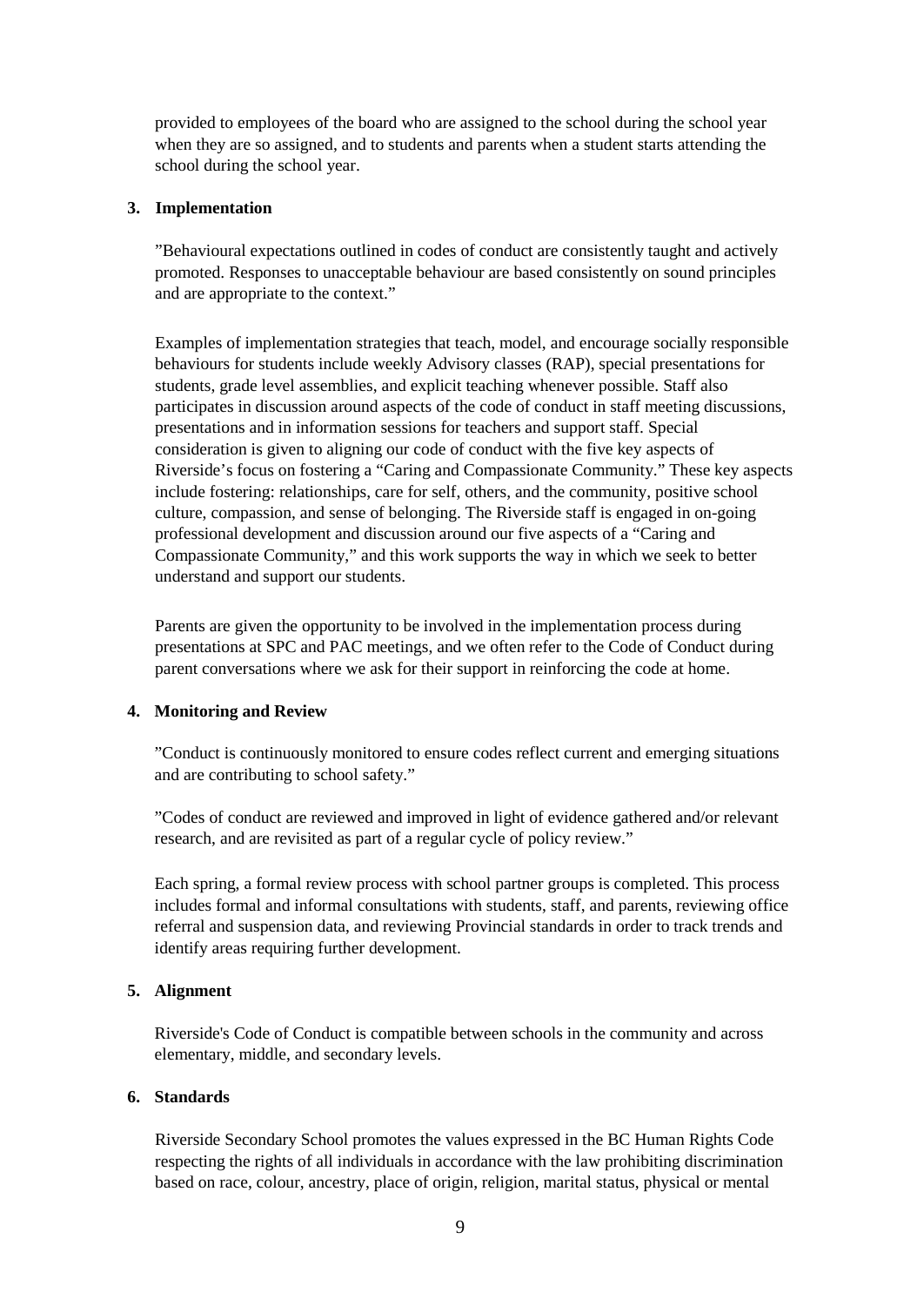provided to employees of the board who are assigned to the school during the school year when they are so assigned, and to students and parents when a student starts attending the school during the school year.

### 3. Implementation

"Behavioural expectations outlined in codes of conduct are consistently taught and actively promoted. Responses to unacceptable behaviour are based consistently on sound principles and are appropriate to the context."

Examples of implementation strategies that teach, model, and encourage socially responsible behaviours for students include weekly Advisory classes (RAP), special presentations for students, grade level assemblies, and explicit teaching whenever possible. Staff also participates in discussion around aspects of the code of conduct in staff meeting discussions, presentations and in information sessions for teachers and support staff. Special consideration is given to aligning our code of conduct with the five key aspects of Riverside's focus on fostering a "Caring and Compassionate Community." These key aspects include fostering: relationships, care for self, others, and the community, positive school culture, compassion, and sense of belonging. The Riverside staff is engaged in on-going professional development and discussion around our five aspects of a "Caring and Compassionate Community," and this work supports the way in which we seek to better understand and support our students.

Parents are given the opportunity to be involved in the implementation process during presentations at SPC and PAC meetings, and we often refer to the Code of Conduct during parent conversations where we ask for their support in reinforcing the code at home.

### 4. Monitoring and Review

"Conduct is continuously monitored to ensure codes reflect current and emerging situations and are contributing to school safety."

"Codes of conduct are reviewed and improved in light of evidence gathered and/or relevant research, and are revisited as part of a regular cycle of policy review."

Each spring, a formal review process with school partner groups is completed. This process includes formal and informal consultations with students, staff, and parents, reviewing office referral and suspension data, and reviewing Provincial standards in order to track trends and identify areas requiring further development.

### 5. Alignment

Riverside's Code of Conduct is compatible between schools in the community and across elementary, middle, and secondary levels.

### 6. Standards

Riverside Secondary School promotes the values expressed in the BC Human Rights Code respecting the rights of all individuals in accordance with the law prohibiting discrimination based on race, colour, ancestry, place of origin, religion, marital status, physical or mental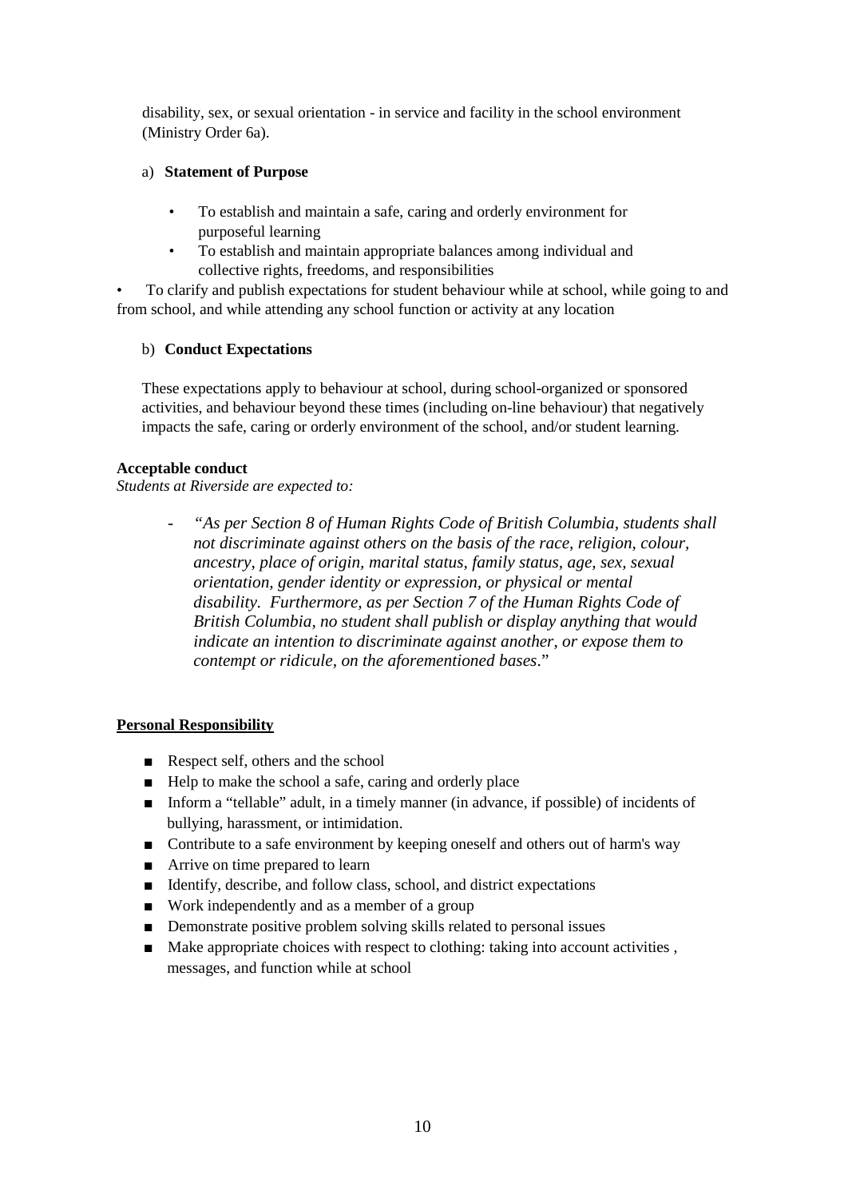disability, sex, or sexual orientation - in service and facility in the school environment (Ministry Order 6a).

a) **Statement of Purpose**

- To establish and maintain a safe, caring and orderly environment for purposeful learning
- To establish and maintain appropriate balances among individual and collective rights, freedoms, and responsibilities
- To clarify and publish expectations for student behaviour while at school, while going to and from school, and while attending any school function or activity at any location

b) **Conduct Expectations**

These expectations apply to behaviour at school, during school-organized or sponsored activities, and behaviour beyond these times (including on-line behaviour) that negatively impacts the safe, caring or orderly environment of the school, and/or student learning.

**Acceptable conduct**

*Students at Riverside are expected to:*

- *"As per Section 8 of Human Rights Code of British Columbia, students shall not discriminate against others on the basis of the race, religion, colour, ancestry, place of origin, marital status, family status, age, sex, sexual orientation, gender identity or expression, or physical or mental disability. Furthermore, as per Section 7 of the Human Rights Code of British Columbia, no student shall publish or display anything that would indicate an intention to discriminate against another, or expose them to contempt or ridicule, on the aforementioned bases*."

**<u>Personal Responsibility</u>**

- Respect self, others and the school
- Help to make the school a safe, caring and orderly place
- Inform a "tellable" adult, in a timely manner (in advance, if possible) of incidents of bullying, harassment, or intimidation.
- Contribute to a safe environment by keeping oneself and others out of harm's way
- Arrive on time prepared to learn
- Identify, describe, and follow class, school, and district expectations
- Work independently and as a member of a group
- Demonstrate positive problem solving skills related to personal issues
- Make appropriate choices with respect to clothing: taking into account activities , messages, and function while at school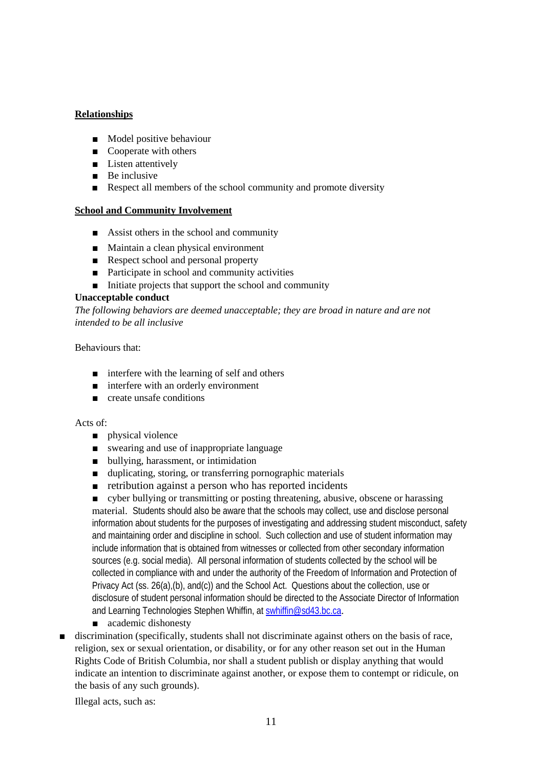**<u>Relationships</u>**

- Model positive behaviour
- Cooperate with others
- Listen attentively
- Be inclusive
- Respect all members of the school community and promote diversity

**<u>School and Community Involvement</u>**

- Assist others in the school and community
- Maintain a clean physical environment
- Respect school and personal property
- Participate in school and community activities
- Initiate projects that support the school and community

**Unacceptable conduct**

*The following behaviors are deemed unacceptable; they are broad in nature and are not intended to be all inclusive*

Behaviours that:

- interfere with the learning of self and others
- interfere with an orderly environment
- create unsafe conditions

Acts of:

- physical violence
- swearing and use of inappropriate language
- bullying, harassment, or intimidation
- duplicating, storing, or transferring pornographic materials
- retribution against a person who has reported incidents
- cyber bullying or transmitting or posting threatening, abusive, obscene or harassing material. Students should also be aware that the schools may collect, use and disclose personal information about students for the purposes of investigating and addressing student misconduct, safety and maintaining order and discipline in school. Such collection and use of student information may include information that is obtained from witnesses or collected from other secondary information sources (e.g. social media). All personal information of students collected by the school will be collected in compliance with and under the authority of the Freedom of Information and Protection of Privacy Act (ss. 26(a),(b), and(c)) and the School Act. Questions about the collection, use or disclosure of student personal information should be directed to the Associate Director of Information and Learning Technologies Stephen Whiffin, at [swhiffin@sd43.bc.ca](mailto:swhiffin@sd43.bc.ca).
- academic dishonesty
- discrimination (specifically, students shall not discriminate against others on the basis of race, religion, sex or sexual orientation, or disability, or for any other reason set out in the Human Rights Code of British Columbia, nor shall a student publish or display anything that would indicate an intention to discriminate against another, or expose them to contempt or ridicule, on the basis of any such grounds).

Illegal acts, such as: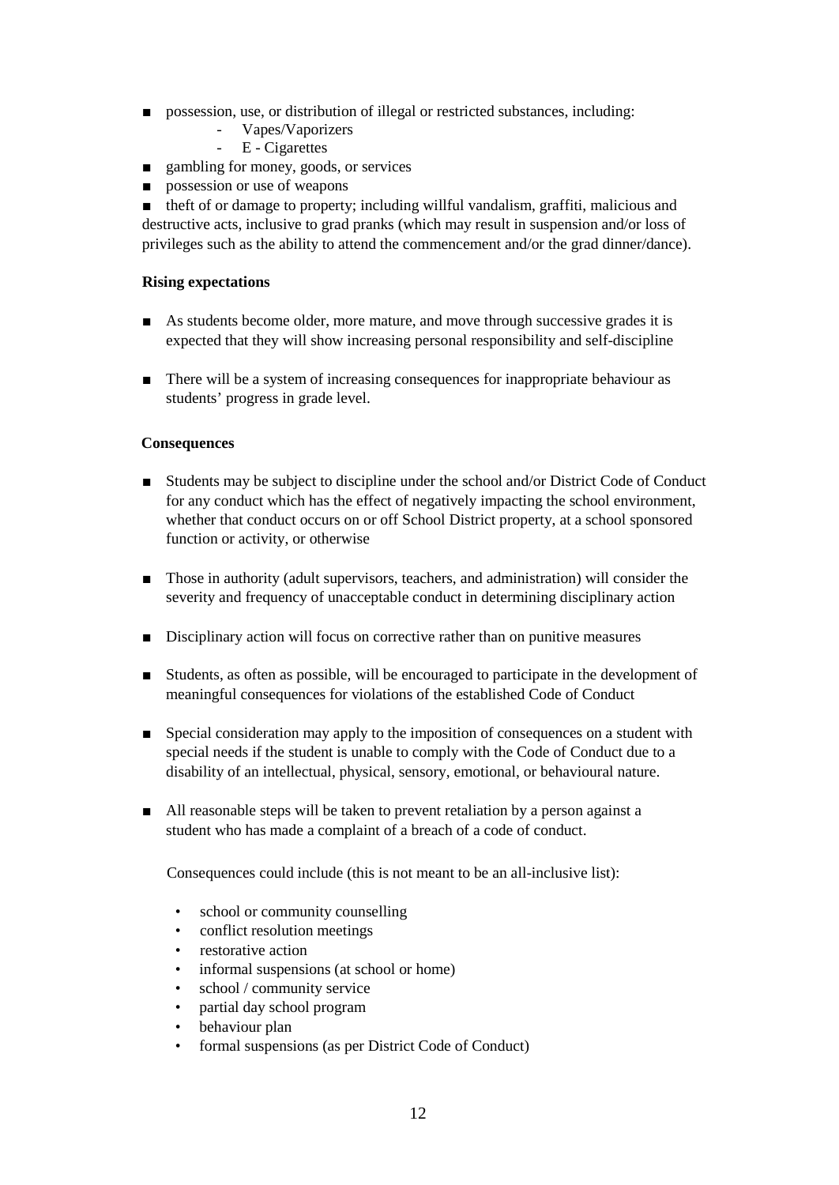- possession, use, or distribution of illegal or restricted substances, including:
    - Vapes/Vaporizers
    - E - Cigarettes
- gambling for money, goods, or services
- possession or use of weapons
- theft of or damage to property; including willful vandalism, graffiti, malicious and destructive acts, inclusive to grad pranks (which may result in suspension and/or loss of privileges such as the ability to attend the commencement and/or the grad dinner/dance).

**Rising expectations**

- As students become older, more mature, and move through successive grades it is expected that they will show increasing personal responsibility and self-discipline
- There will be a system of increasing consequences for inappropriate behaviour as students' progress in grade level.

**Consequences**

- Students may be subject to discipline under the school and/or District Code of Conduct for any conduct which has the effect of negatively impacting the school environment, whether that conduct occurs on or off School District property, at a school sponsored function or activity, or otherwise
- Those in authority (adult supervisors, teachers, and administration) will consider the severity and frequency of unacceptable conduct in determining disciplinary action
- Disciplinary action will focus on corrective rather than on punitive measures
- Students, as often as possible, will be encouraged to participate in the development of meaningful consequences for violations of the established Code of Conduct
- Special consideration may apply to the imposition of consequences on a student with special needs if the student is unable to comply with the Code of Conduct due to a disability of an intellectual, physical, sensory, emotional, or behavioural nature.
- All reasonable steps will be taken to prevent retaliation by a person against a student who has made a complaint of a breach of a code of conduct.

Consequences could include (this is not meant to be an all-inclusive list):

- school or community counselling
- conflict resolution meetings
- restorative action
- informal suspensions (at school or home)
- school / community service
- partial day school program
- behaviour plan
- formal suspensions (as per District Code of Conduct)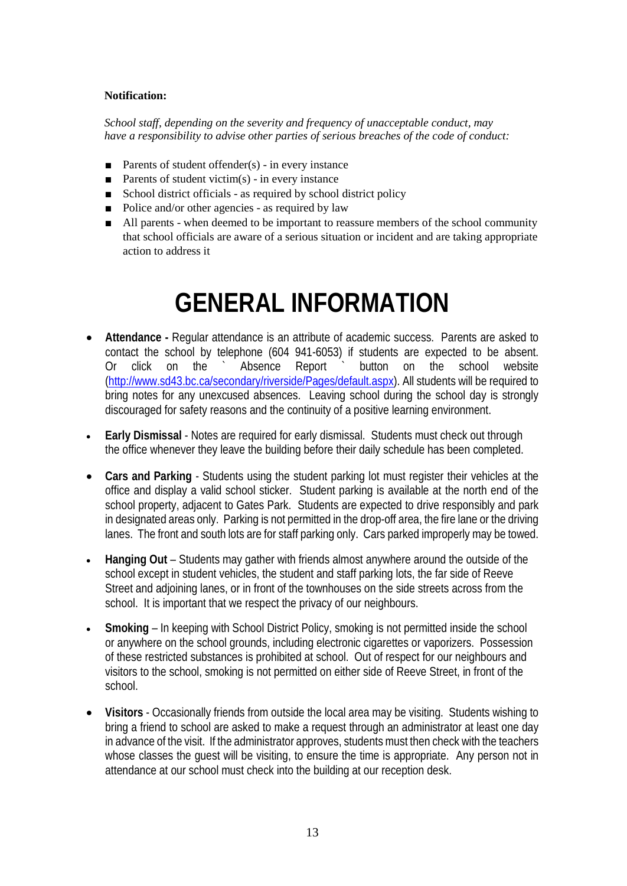**Notification:**

*School staff, depending on the severity and frequency of unacceptable conduct, may have a responsibility to advise other parties of serious breaches of the code of conduct:*

- Parents of student offender(s) - in every instance
- Parents of student victim(s) - in every instance
- School district officials - as required by school district policy
- Police and/or other agencies - as required by law
- All parents - when deemed to be important to reassure members of the school community that school officials are aware of a serious situation or incident and are taking appropriate action to address it

# GENERAL INFORMATION

- **Attendance -** Regular attendance is an attribute of academic success. Parents are asked to contact the school by telephone (604 941-6053) if students are expected to be absent. Or click on the ` Absence Report ` button on the school website (http://www.sd43.bc.ca/secondary/riverside/Pages/default.aspx). All students will be required to bring notes for any unexcused absences. Leaving school during the school day is strongly discouraged for safety reasons and the continuity of a positive learning environment.

- **Early Dismissal** - Notes are required for early dismissal. Students must check out through the office whenever they leave the building before their daily schedule has been completed.

- **Cars and Parking** - Students using the student parking lot must register their vehicles at the office and display a valid school sticker. Student parking is available at the north end of the school property, adjacent to Gates Park. Students are expected to drive responsibly and park in designated areas only. Parking is not permitted in the drop-off area, the fire lane or the driving lanes. The front and south lots are for staff parking only. Cars parked improperly may be towed.

- **Hanging Out** – Students may gather with friends almost anywhere around the outside of the school except in student vehicles, the student and staff parking lots, the far side of Reeve Street and adjoining lanes, or in front of the townhouses on the side streets across from the school. It is important that we respect the privacy of our neighbours.

- **Smoking** – In keeping with School District Policy, smoking is not permitted inside the school or anywhere on the school grounds, including electronic cigarettes or vaporizers. Possession of these restricted substances is prohibited at school. Out of respect for our neighbours and visitors to the school, smoking is not permitted on either side of Reeve Street, in front of the school.

- **Visitors** - Occasionally friends from outside the local area may be visiting. Students wishing to bring a friend to school are asked to make a request through an administrator at least one day in advance of the visit. If the administrator approves, students must then check with the teachers whose classes the guest will be visiting, to ensure the time is appropriate. Any person not in attendance at our school must check into the building at our reception desk.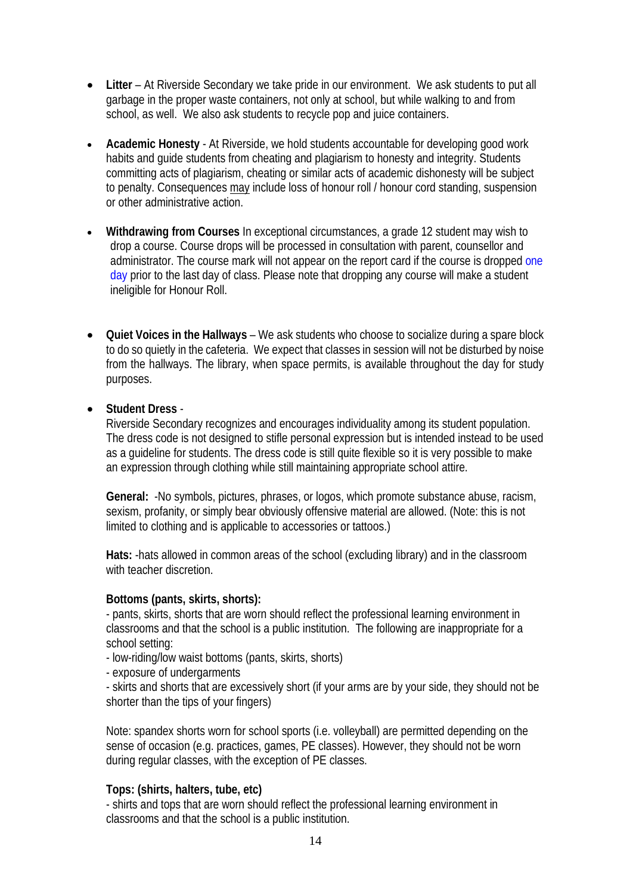- **Litter** – At Riverside Secondary we take pride in our environment. We ask students to put all garbage in the proper waste containers, not only at school, but while walking to and from school, as well. We also ask students to recycle pop and juice containers.

- **Academic Honesty** - At Riverside, we hold students accountable for developing good work habits and guide students from cheating and plagiarism to honesty and integrity. Students committing acts of plagiarism, cheating or similar acts of academic dishonesty will be subject to penalty. Consequences may include loss of honour roll / honour cord standing, suspension or other administrative action.

- **Withdrawing from Courses** In exceptional circumstances, a grade 12 student may wish to drop a course. Course drops will be processed in consultation with parent, counsellor and administrator. The course mark will not appear on the report card if the course is dropped one day prior to the last day of class. Please note that dropping any course will make a student ineligible for Honour Roll.

- **Quiet Voices in the Hallways** – We ask students who choose to socialize during a spare block to do so quietly in the cafeteria. We expect that classes in session will not be disturbed by noise from the hallways. The library, when space permits, is available throughout the day for study purposes.

- **Student Dress** -

  Riverside Secondary recognizes and encourages individuality among its student population. The dress code is not designed to stifle personal expression but is intended instead to be used as a guideline for students. The dress code is still quite flexible so it is very possible to make an expression through clothing while still maintaining appropriate school attire.

  **General:** -No symbols, pictures, phrases, or logos, which promote substance abuse, racism, sexism, profanity, or simply bear obviously offensive material are allowed. (Note: this is not limited to clothing and is applicable to accessories or tattoos.)

  **Hats:** -hats allowed in common areas of the school (excluding library) and in the classroom with teacher discretion.

  **Bottoms (pants, skirts, shorts):**

  - pants, skirts, shorts that are worn should reflect the professional learning environment in classrooms and that the school is a public institution. The following are inappropriate for a school setting:
  - low-riding/low waist bottoms (pants, skirts, shorts)
  - exposure of undergarments
  - skirts and shorts that are excessively short (if your arms are by your side, they should not be shorter than the tips of your fingers)

  Note: spandex shorts worn for school sports (i.e. volleyball) are permitted depending on the sense of occasion (e.g. practices, games, PE classes). However, they should not be worn during regular classes, with the exception of PE classes.

  **Tops: (shirts, halters, tube, etc)**

  - shirts and tops that are worn should reflect the professional learning environment in classrooms and that the school is a public institution.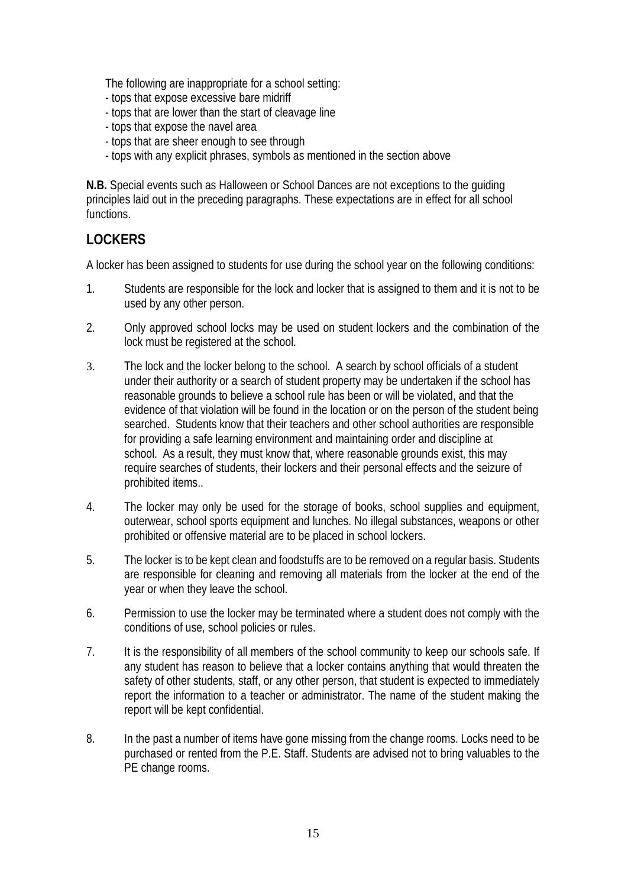The following are inappropriate for a school setting:

- tops that expose excessive bare midriff
- tops that are lower than the start of cleavage line
- tops that expose the navel area
- tops that are sheer enough to see through
- tops with any explicit phrases, symbols as mentioned in the section above

**N.B.** Special events such as Halloween or School Dances are not exceptions to the guiding principles laid out in the preceding paragraphs. These expectations are in effect for all school functions.

## LOCKERS

A locker has been assigned to students for use during the school year on the following conditions:

1. Students are responsible for the lock and locker that is assigned to them and it is not to be used by any other person.
2. Only approved school locks may be used on student lockers and the combination of the lock must be registered at the school.
3. The lock and the locker belong to the school. A search by school officials of a student under their authority or a search of student property may be undertaken if the school has reasonable grounds to believe a school rule has been or will be violated, and that the evidence of that violation will be found in the location or on the person of the student being searched. Students know that their teachers and other school authorities are responsible for providing a safe learning environment and maintaining order and discipline at school. As a result, they must know that, where reasonable grounds exist, this may require searches of students, their lockers and their personal effects and the seizure of prohibited items..
4. The locker may only be used for the storage of books, school supplies and equipment, outerwear, school sports equipment and lunches. No illegal substances, weapons or other prohibited or offensive material are to be placed in school lockers.
5. The locker is to be kept clean and foodstuffs are to be removed on a regular basis. Students are responsible for cleaning and removing all materials from the locker at the end of the year or when they leave the school.
6. Permission to use the locker may be terminated where a student does not comply with the conditions of use, school policies or rules.
7. It is the responsibility of all members of the school community to keep our schools safe. If any student has reason to believe that a locker contains anything that would threaten the safety of other students, staff, or any other person, that student is expected to immediately report the information to a teacher or administrator. The name of the student making the report will be kept confidential.
8. In the past a number of items have gone missing from the change rooms. Locks need to be purchased or rented from the P.E. Staff. Students are advised not to bring valuables to the PE change rooms.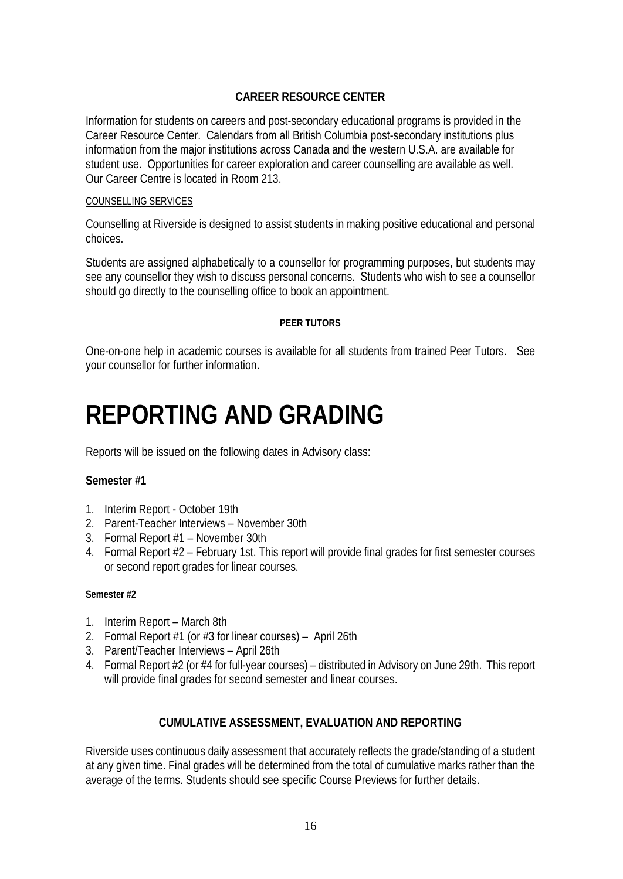### CAREER RESOURCE CENTER

Information for students on careers and post-secondary educational programs is provided in the Career Resource Center. Calendars from all British Columbia post-secondary institutions plus information from the major institutions across Canada and the western U.S.A. are available for student use. Opportunities for career exploration and career counselling are available as well. Our Career Centre is located in Room 213.

COUNSELLING SERVICES

Counselling at Riverside is designed to assist students in making positive educational and personal choices.

Students are assigned alphabetically to a counsellor for programming purposes, but students may see any counsellor they wish to discuss personal concerns. Students who wish to see a counsellor should go directly to the counselling office to book an appointment.

#### PEER TUTORS

One-on-one help in academic courses is available for all students from trained Peer Tutors. See your counsellor for further information.

# REPORTING AND GRADING

Reports will be issued on the following dates in Advisory class:

### Semester #1

1. Interim Report - October 19th
2. Parent-Teacher Interviews – November 30th
3. Formal Report #1 – November 30th
4. Formal Report #2 – February 1st. This report will provide final grades for first semester courses or second report grades for linear courses.

#### Semester #2

1. Interim Report – March 8th
2. Formal Report #1 (or #3 for linear courses) – April 26th
3. Parent/Teacher Interviews – April 26th
4. Formal Report #2 (or #4 for full-year courses) – distributed in Advisory on June 29th. This report will provide final grades for second semester and linear courses.

### CUMULATIVE ASSESSMENT, EVALUATION AND REPORTING

Riverside uses continuous daily assessment that accurately reflects the grade/standing of a student at any given time. Final grades will be determined from the total of cumulative marks rather than the average of the terms. Students should see specific Course Previews for further details.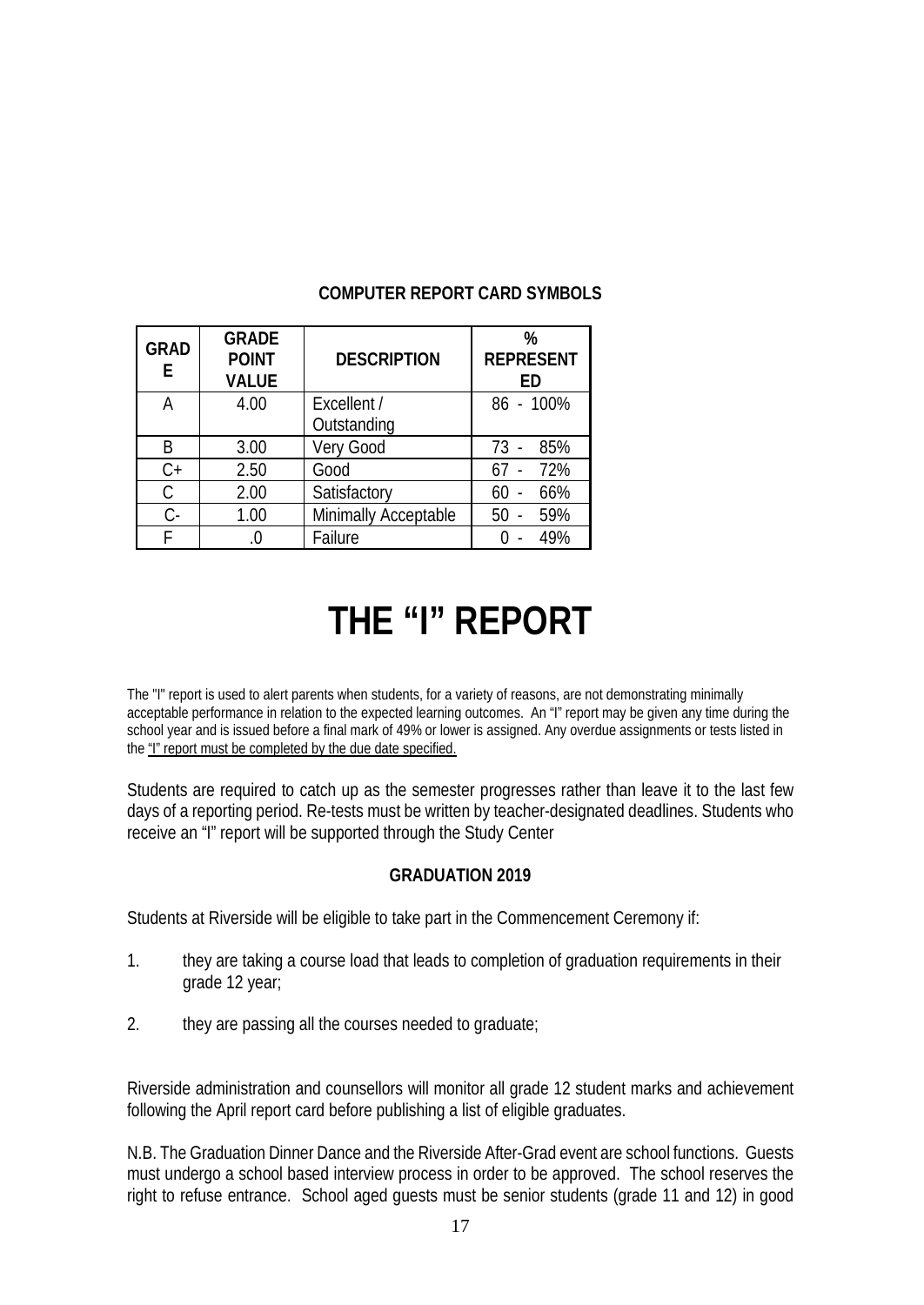**COMPUTER REPORT CARD SYMBOLS**

| GRADE | GRADE POINT VALUE | DESCRIPTION | % REPRESENTED |
|---|---|---|---|
| A | 4.00 | Excellent / Outstanding | 86 - 100% |
| B | 3.00 | Very Good | 73 - 85% |
| C+ | 2.50 | Good | 67 - 72% |
| C | 2.00 | Satisfactory | 60 - 66% |
| C- | 1.00 | Minimally Acceptable | 50 - 59% |
| F | .0 | Failure | 0 - 49% |

# THE "I" REPORT

The "I" report is used to alert parents when students, for a variety of reasons, are not demonstrating minimally acceptable performance in relation to the expected learning outcomes. An "I" report may be given any time during the school year and is issued before a final mark of 49% or lower is assigned. Any overdue assignments or tests listed in the "I" report must be completed by the due date specified.

Students are required to catch up as the semester progresses rather than leave it to the last few days of a reporting period. Re-tests must be written by teacher-designated deadlines. Students who receive an "I" report will be supported through the Study Center

**GRADUATION 2019**

Students at Riverside will be eligible to take part in the Commencement Ceremony if:

1. they are taking a course load that leads to completion of graduation requirements in their grade 12 year;
2. they are passing all the courses needed to graduate;

Riverside administration and counsellors will monitor all grade 12 student marks and achievement following the April report card before publishing a list of eligible graduates.

N.B. The Graduation Dinner Dance and the Riverside After-Grad event are school functions. Guests must undergo a school based interview process in order to be approved. The school reserves the right to refuse entrance. School aged guests must be senior students (grade 11 and 12) in good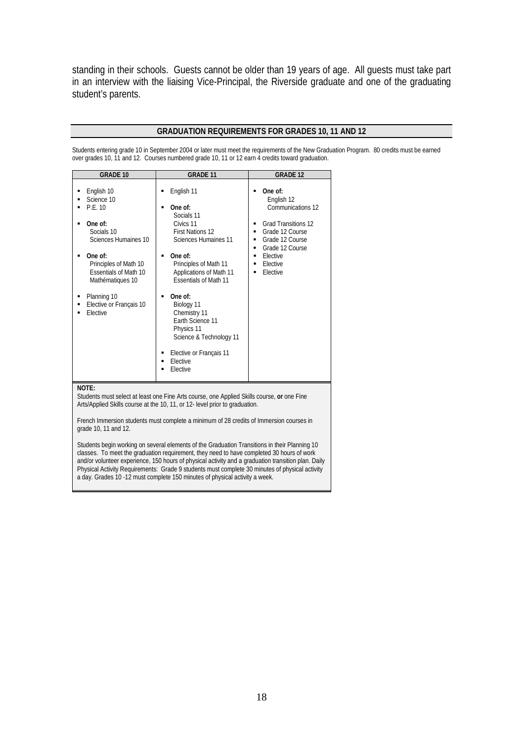standing in their schools. Guests cannot be older than 19 years of age. All guests must take part in an interview with the liaising Vice-Principal, the Riverside graduate and one of the graduating student's parents.

## GRADUATION REQUIREMENTS FOR GRADES 10, 11 AND 12

Students entering grade 10 in September 2004 or later must meet the requirements of the New Graduation Program. 80 credits must be earned over grades 10, 11 and 12. Courses numbered grade 10, 11 or 12 earn 4 credits toward graduation.

| GRADE 10 | GRADE 11 | GRADE 12 |
|---|---|---|
| ▪ English 10<br>▪ Science 10<br>▪ P.E. 10<br><br>▪ **One of:**<br>Socials 10<br>Sciences Humaines 10<br><br>▪ **One of:**<br>Principles of Math 10<br>Essentials of Math 10<br>Mathématiques 10<br><br>▪ Planning 10<br>▪ Elective or Français 10<br>▪ Elective | ▪ English 11<br><br>▪ **One of:**<br>Socials 11<br>Civics 11<br>First Nations 12<br>Sciences Humaines 11<br><br>▪ **One of:**<br>Principles of Math 11<br>Applications of Math 11<br>Essentials of Math 11<br><br>▪ **One of:**<br>Biology 11<br>Chemistry 11<br>Earth Science 11<br>Physics 11<br>Science & Technology 11<br><br>▪ Elective or Français 11<br>▪ Elective<br>▪ Elective | ▪ **One of:**<br>English 12<br>Communications 12<br><br>▪ Grad Transitions 12<br>▪ Grade 12 Course<br>▪ Grade 12 Course<br>▪ Grade 12 Course<br>▪ Elective<br>▪ Elective<br>▪ Elective |

**NOTE:**

Students must select at least one Fine Arts course, one Applied Skills course, **or** one Fine Arts/Applied Skills course at the 10, 11, or 12- level prior to graduation.

French Immersion students must complete a minimum of 28 credits of Immersion courses in grade 10, 11 and 12.

Students begin working on several elements of the Graduation Transitions in their Planning 10 classes. To meet the graduation requirement, they need to have completed 30 hours of work and/or volunteer experience, 150 hours of physical activity and a graduation transition plan. Daily Physical Activity Requirements: Grade 9 students must complete 30 minutes of physical activity a day. Grades 10 -12 must complete 150 minutes of physical activity a week.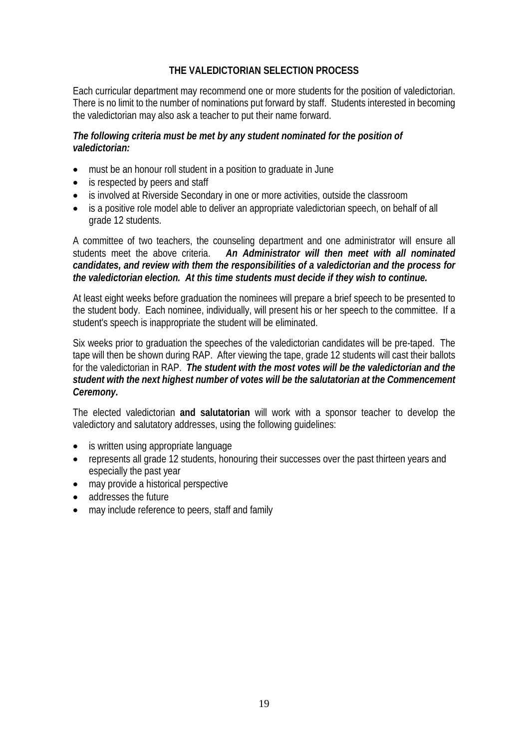# THE VALEDICTORIAN SELECTION PROCESS

Each curricular department may recommend one or more students for the position of valedictorian. There is no limit to the number of nominations put forward by staff. Students interested in becoming the valedictorian may also ask a teacher to put their name forward.

***The following criteria must be met by any student nominated for the position of valedictorian:***

- must be an honour roll student in a position to graduate in June
- is respected by peers and staff
- is involved at Riverside Secondary in one or more activities, outside the classroom
- is a positive role model able to deliver an appropriate valedictorian speech, on behalf of all grade 12 students.

A committee of two teachers, the counseling department and one administrator will ensure all students meet the above criteria. ***An Administrator will then meet with all nominated candidates, and review with them the responsibilities of a valedictorian and the process for the valedictorian election. At this time students must decide if they wish to continue.***

At least eight weeks before graduation the nominees will prepare a brief speech to be presented to the student body. Each nominee, individually, will present his or her speech to the committee. If a student's speech is inappropriate the student will be eliminated.

Six weeks prior to graduation the speeches of the valedictorian candidates will be pre-taped. The tape will then be shown during RAP. After viewing the tape, grade 12 students will cast their ballots for the valedictorian in RAP. ***The student with the most votes will be the valedictorian and the student with the next highest number of votes will be the salutatorian at the Commencement Ceremony.***

The elected valedictorian **and salutatorian** will work with a sponsor teacher to develop the valedictory and salutatory addresses, using the following guidelines:

- is written using appropriate language
- represents all grade 12 students, honouring their successes over the past thirteen years and especially the past year
- may provide a historical perspective
- addresses the future
- may include reference to peers, staff and family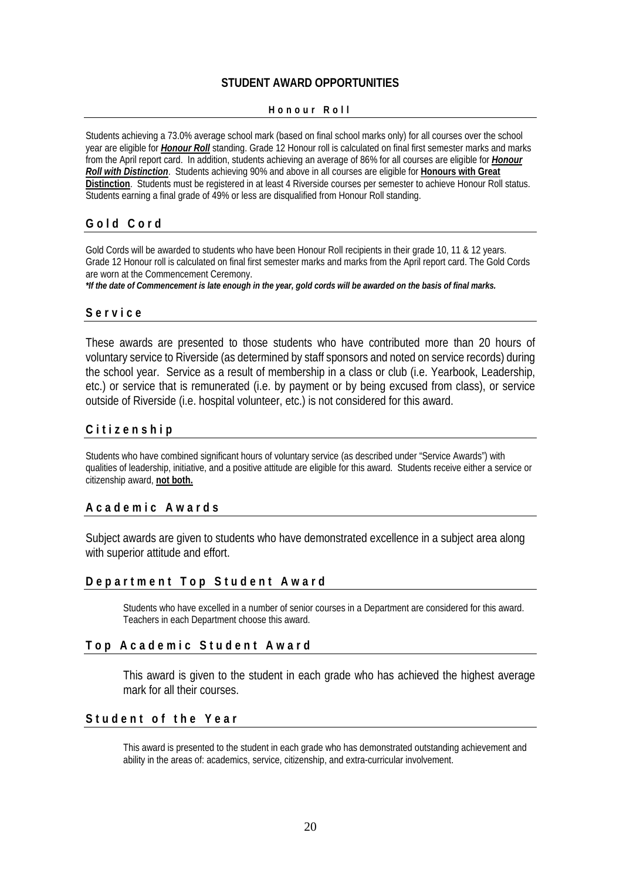## STUDENT AWARD OPPORTUNITIES

### Honour Roll

Students achieving a 73.0% average school mark (based on final school marks only) for all courses over the school year are eligible for ***Honour Roll*** standing. Grade 12 Honour roll is calculated on final first semester marks and marks from the April report card. In addition, students achieving an average of 86% for all courses are eligible for ***Honour Roll with Distinction***. Students achieving 90% and above in all courses are eligible for **Honours with Great Distinction**. Students must be registered in at least 4 Riverside courses per semester to achieve Honour Roll status. Students earning a final grade of 49% or less are disqualified from Honour Roll standing.

### Gold Cord

Gold Cords will be awarded to students who have been Honour Roll recipients in their grade 10, 11 & 12 years. Grade 12 Honour roll is calculated on final first semester marks and marks from the April report card. The Gold Cords are worn at the Commencement Ceremony.

***\*If the date of Commencement is late enough in the year, gold cords will be awarded on the basis of final marks.***

### Service

These awards are presented to those students who have contributed more than 20 hours of voluntary service to Riverside (as determined by staff sponsors and noted on service records) during the school year. Service as a result of membership in a class or club (i.e. Yearbook, Leadership, etc.) or service that is remunerated (i.e. by payment or by being excused from class), or service outside of Riverside (i.e. hospital volunteer, etc.) is not considered for this award.

### Citizenship

Students who have combined significant hours of voluntary service (as described under "Service Awards") with qualities of leadership, initiative, and a positive attitude are eligible for this award. Students receive either a service or citizenship award, **not both.**

### Academic Awards

Subject awards are given to students who have demonstrated excellence in a subject area along with superior attitude and effort.

### Department Top Student Award

Students who have excelled in a number of senior courses in a Department are considered for this award. Teachers in each Department choose this award.

### Top Academic Student Award

This award is given to the student in each grade who has achieved the highest average mark for all their courses.

### Student of the Year

This award is presented to the student in each grade who has demonstrated outstanding achievement and ability in the areas of: academics, service, citizenship, and extra-curricular involvement.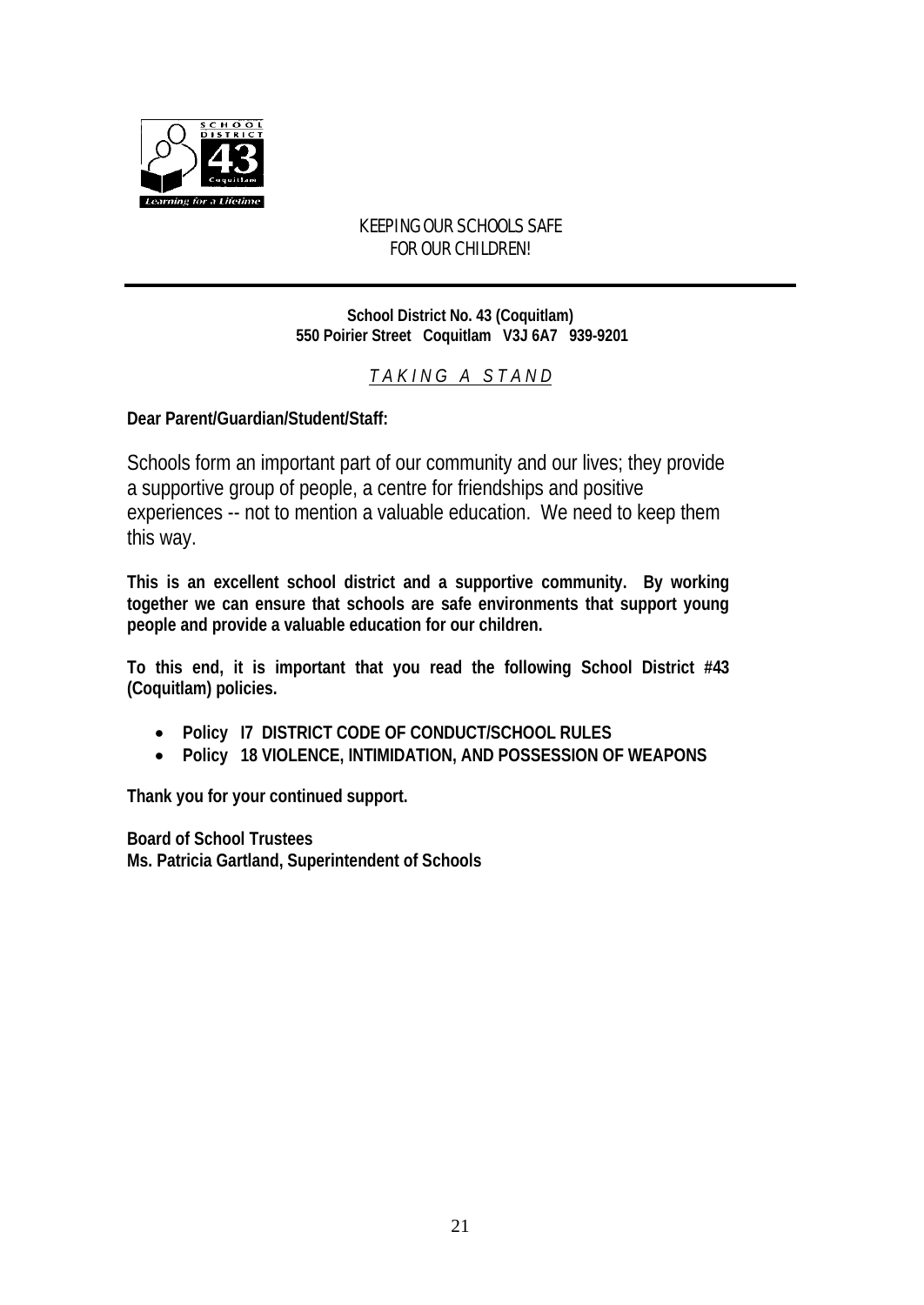KEEPING OUR SCHOOLS SAFE
FOR OUR CHILDREN!

---

**School District No. 43 (Coquitlam)**
**550 Poirier Street Coquitlam V3J 6A7 939-9201**

*T A K I N G A S T A N D*

**Dear Parent/Guardian/Student/Staff:**

Schools form an important part of our community and our lives; they provide a supportive group of people, a centre for friendships and positive experiences -- not to mention a valuable education. We need to keep them this way.

**This is an excellent school district and a supportive community. By working together we can ensure that schools are safe environments that support young people and provide a valuable education for our children.**

**To this end, it is important that you read the following School District #43 (Coquitlam) policies.**

- **Policy I7 DISTRICT CODE OF CONDUCT/SCHOOL RULES**
- **Policy 18 VIOLENCE, INTIMIDATION, AND POSSESSION OF WEAPONS**

**Thank you for your continued support.**

**Board of School Trustees**
**Ms. Patricia Gartland, Superintendent of Schools**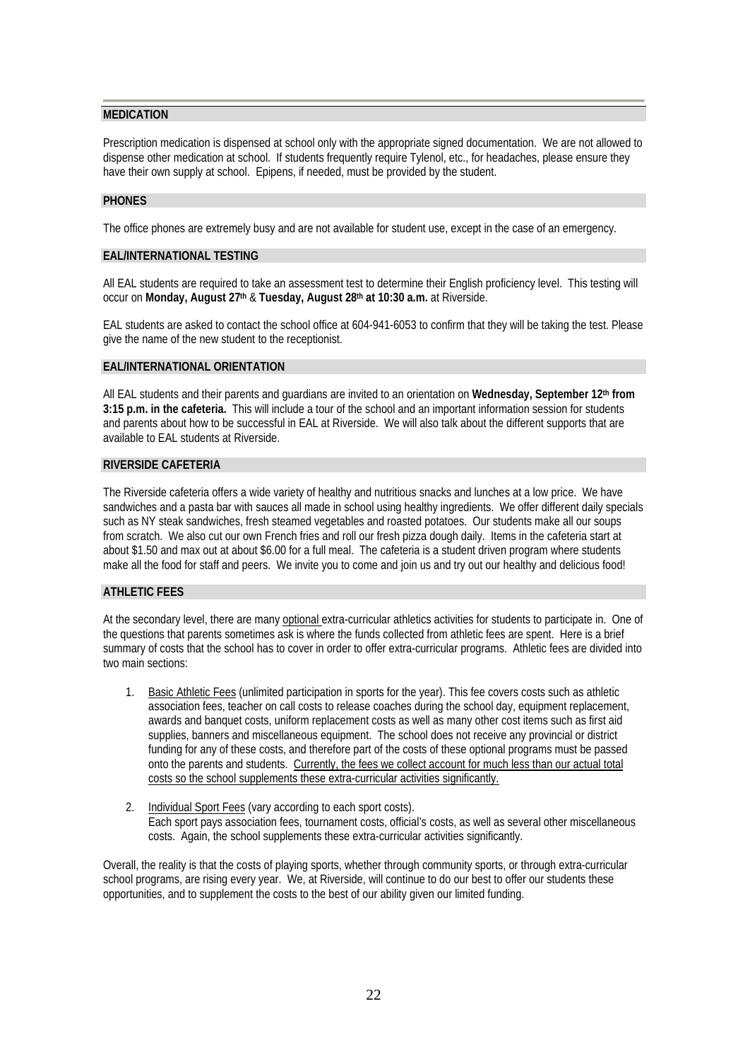## MEDICATION

Prescription medication is dispensed at school only with the appropriate signed documentation. We are not allowed to dispense other medication at school. If students frequently require Tylenol, etc., for headaches, please ensure they have their own supply at school. Epipens, if needed, must be provided by the student.

## PHONES

The office phones are extremely busy and are not available for student use, except in the case of an emergency.

## EAL/INTERNATIONAL TESTING

All EAL students are required to take an assessment test to determine their English proficiency level. This testing will occur on **Monday, August 27th** & **Tuesday, August 28th at 10:30 a.m.** at Riverside.

EAL students are asked to contact the school office at 604-941-6053 to confirm that they will be taking the test. Please give the name of the new student to the receptionist.

## EAL/INTERNATIONAL ORIENTATION

All EAL students and their parents and guardians are invited to an orientation on **Wednesday, September 12th from 3:15 p.m. in the cafeteria.** This will include a tour of the school and an important information session for students and parents about how to be successful in EAL at Riverside. We will also talk about the different supports that are available to EAL students at Riverside.

## RIVERSIDE CAFETERIA

The Riverside cafeteria offers a wide variety of healthy and nutritious snacks and lunches at a low price. We have sandwiches and a pasta bar with sauces all made in school using healthy ingredients. We offer different daily specials such as NY steak sandwiches, fresh steamed vegetables and roasted potatoes. Our students make all our soups from scratch. We also cut our own French fries and roll our fresh pizza dough daily. Items in the cafeteria start at about $1.50 and max out at about $6.00 for a full meal. The cafeteria is a student driven program where students make all the food for staff and peers. We invite you to come and join us and try out our healthy and delicious food!

## ATHLETIC FEES

At the secondary level, there are many optional extra-curricular athletics activities for students to participate in. One of the questions that parents sometimes ask is where the funds collected from athletic fees are spent. Here is a brief summary of costs that the school has to cover in order to offer extra-curricular programs. Athletic fees are divided into two main sections:

1. Basic Athletic Fees (unlimited participation in sports for the year). This fee covers costs such as athletic association fees, teacher on call costs to release coaches during the school day, equipment replacement, awards and banquet costs, uniform replacement costs as well as many other cost items such as first aid supplies, banners and miscellaneous equipment. The school does not receive any provincial or district funding for any of these costs, and therefore part of the costs of these optional programs must be passed onto the parents and students. Currently, the fees we collect account for much less than our actual total costs so the school supplements these extra-curricular activities significantly.

2. Individual Sport Fees (vary according to each sport costs).
   Each sport pays association fees, tournament costs, official's costs, as well as several other miscellaneous costs. Again, the school supplements these extra-curricular activities significantly.

Overall, the reality is that the costs of playing sports, whether through community sports, or through extra-curricular school programs, are rising every year. We, at Riverside, will continue to do our best to offer our students these opportunities, and to supplement the costs to the best of our ability given our limited funding.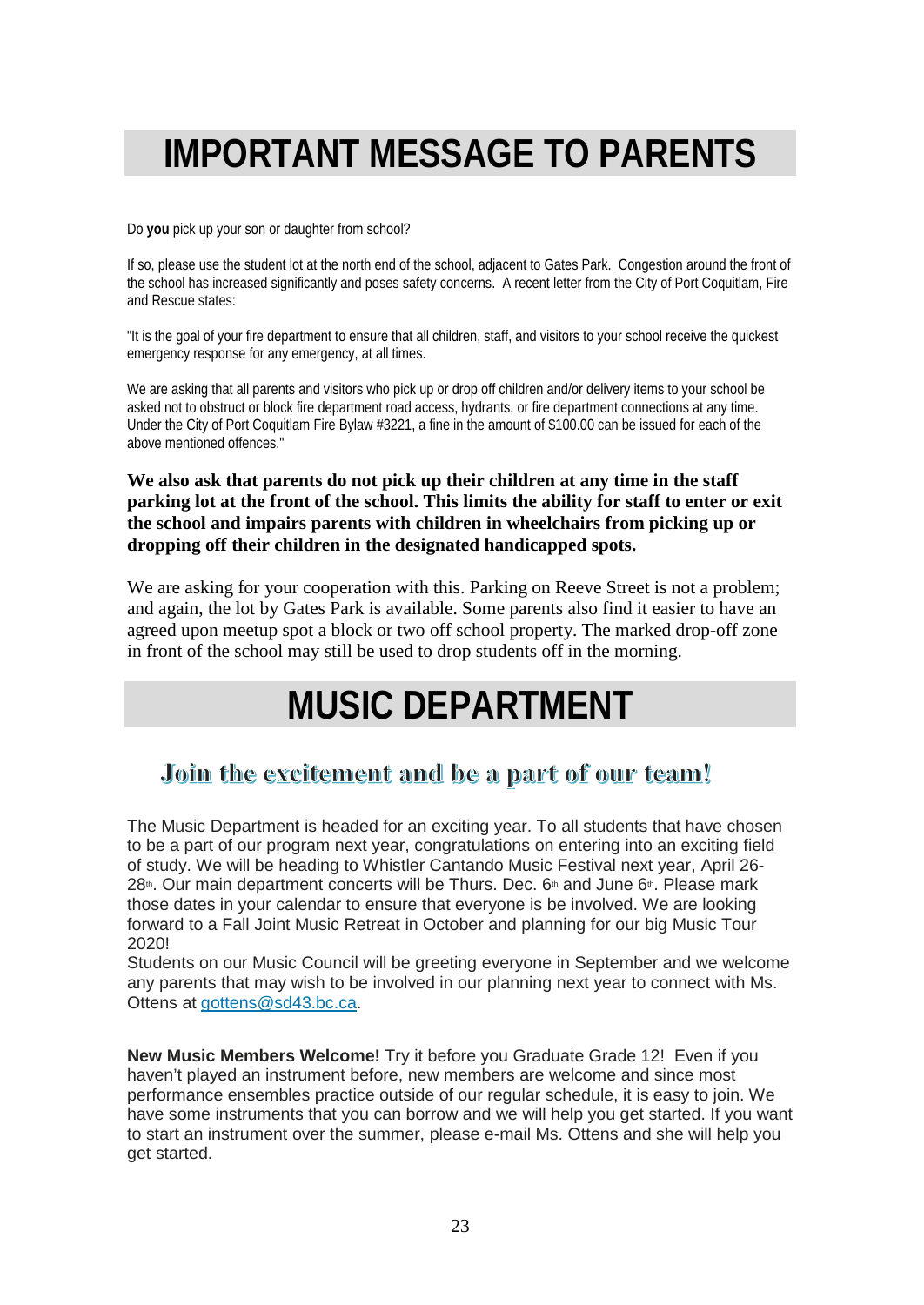# IMPORTANT MESSAGE TO PARENTS

Do **you** pick up your son or daughter from school?

If so, please use the student lot at the north end of the school, adjacent to Gates Park. Congestion around the front of the school has increased significantly and poses safety concerns. A recent letter from the City of Port Coquitlam, Fire and Rescue states:

"It is the goal of your fire department to ensure that all children, staff, and visitors to your school receive the quickest emergency response for any emergency, at all times.

We are asking that all parents and visitors who pick up or drop off children and/or delivery items to your school be asked not to obstruct or block fire department road access, hydrants, or fire department connections at any time. Under the City of Port Coquitlam Fire Bylaw #3221, a fine in the amount of $100.00 can be issued for each of the above mentioned offences."

**We also ask that parents do not pick up their children at any time in the staff parking lot at the front of the school. This limits the ability for staff to enter or exit the school and impairs parents with children in wheelchairs from picking up or dropping off their children in the designated handicapped spots.**

We are asking for your cooperation with this. Parking on Reeve Street is not a problem; and again, the lot by Gates Park is available. Some parents also find it easier to have an agreed upon meetup spot a block or two off school property. The marked drop-off zone in front of the school may still be used to drop students off in the morning.

# MUSIC DEPARTMENT

## Join the excitement and be a part of our team!

The Music Department is headed for an exciting year. To all students that have chosen to be a part of our program next year, congratulations on entering into an exciting field of study. We will be heading to Whistler Cantando Music Festival next year, April 26-28th. Our main department concerts will be Thurs. Dec. 6th and June 6th. Please mark those dates in your calendar to ensure that everyone is be involved. We are looking forward to a Fall Joint Music Retreat in October and planning for our big Music Tour 2020!
Students on our Music Council will be greeting everyone in September and we welcome any parents that may wish to be involved in our planning next year to connect with Ms. Ottens at gottens@sd43.bc.ca.

**New Music Members Welcome!** Try it before you Graduate Grade 12! Even if you haven't played an instrument before, new members are welcome and since most performance ensembles practice outside of our regular schedule, it is easy to join. We have some instruments that you can borrow and we will help you get started. If you want to start an instrument over the summer, please e-mail Ms. Ottens and she will help you get started.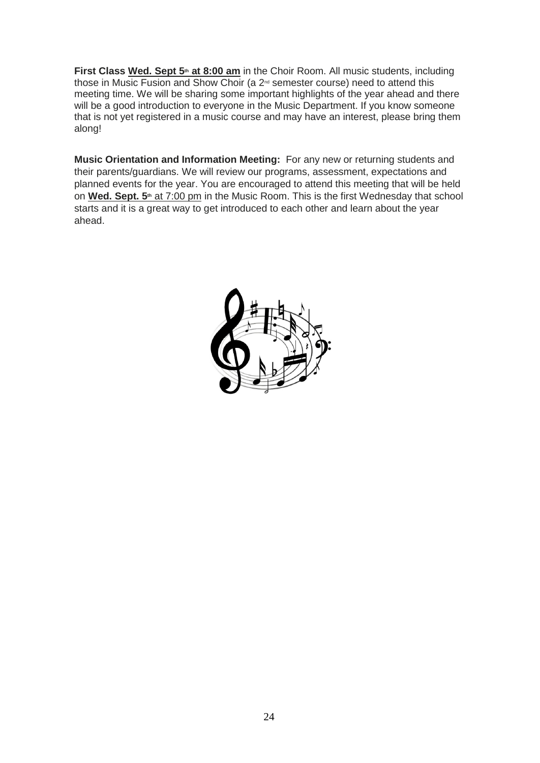**First Class Wed. Sept 5th at 8:00 am** in the Choir Room. All music students, including those in Music Fusion and Show Choir (a 2nd semester course) need to attend this meeting time. We will be sharing some important highlights of the year ahead and there will be a good introduction to everyone in the Music Department. If you know someone that is not yet registered in a music course and may have an interest, please bring them along!

**Music Orientation and Information Meeting:** For any new or returning students and their parents/guardians. We will review our programs, assessment, expectations and planned events for the year. You are encouraged to attend this meeting that will be held on **Wed. Sept. 5th** at 7:00 pm in the Music Room. This is the first Wednesday that school starts and it is a great way to get introduced to each other and learn about the year ahead.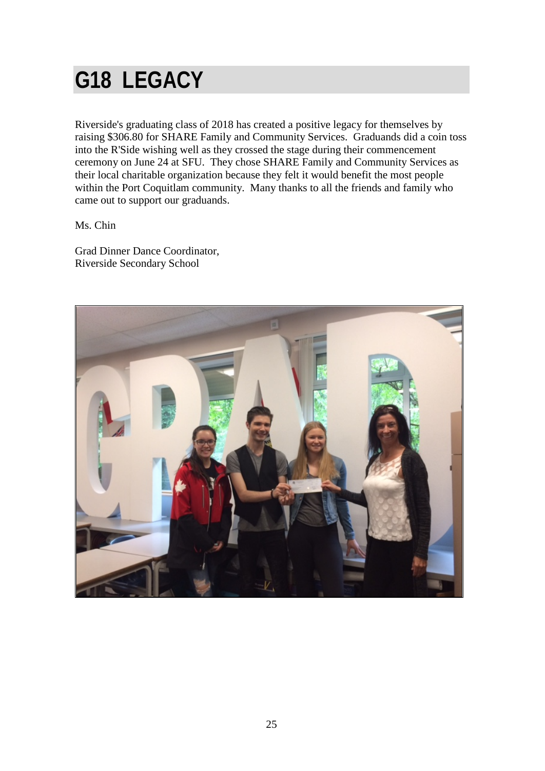# G18 LEGACY

Riverside's graduating class of 2018 has created a positive legacy for themselves by raising $306.80 for SHARE Family and Community Services. Graduands did a coin toss into the R'Side wishing well as they crossed the stage during their commencement ceremony on June 24 at SFU. They chose SHARE Family and Community Services as their local charitable organization because they felt it would benefit the most people within the Port Coquitlam community. Many thanks to all the friends and family who came out to support our graduands.

Ms. Chin

Grad Dinner Dance Coordinator,
Riverside Secondary School